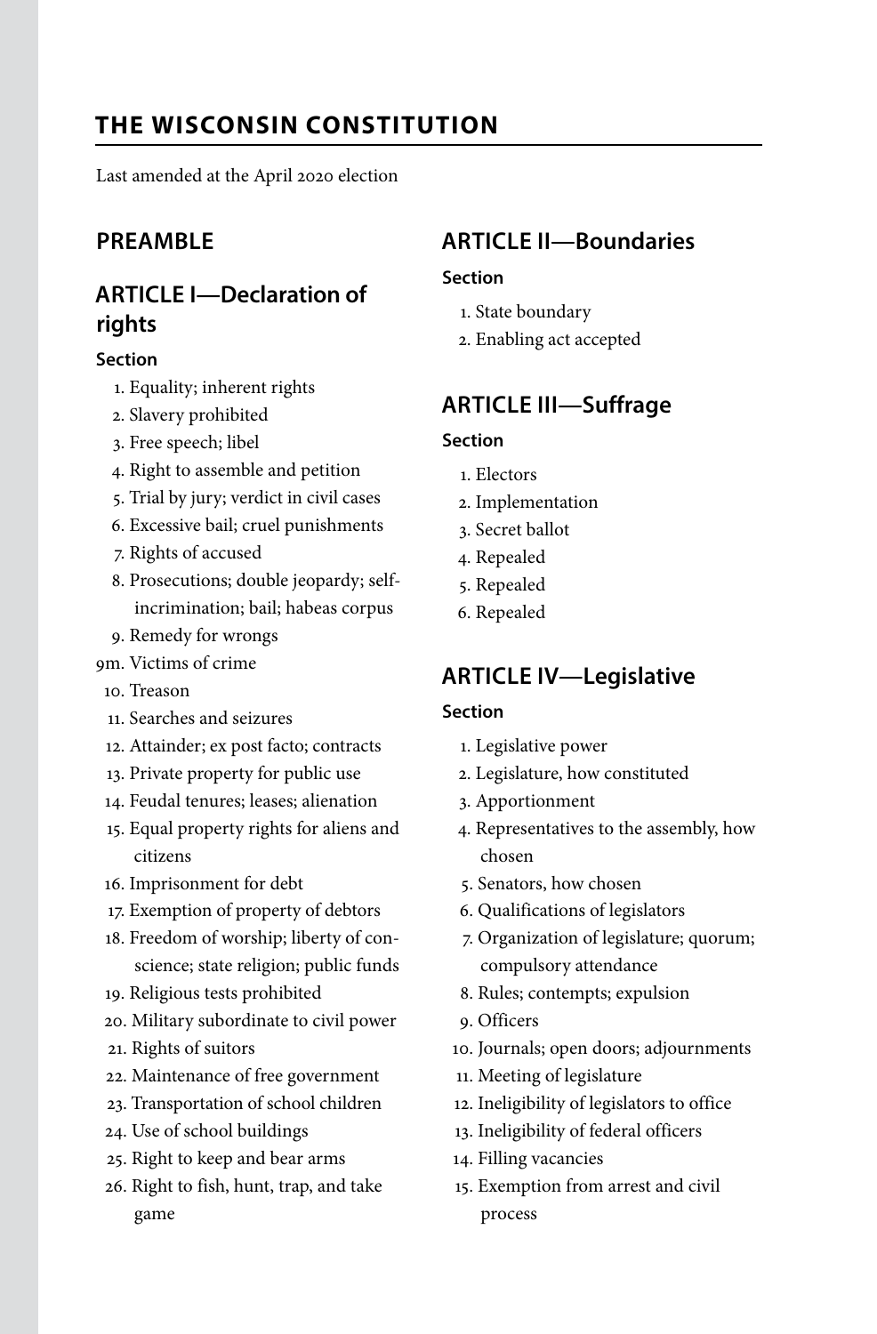# THE WISCONSIN CONSTITUTION

Last amended at the April 2020 election

## PREAMBLE

## ARTICLE I—Declaration of rights

**Section**

1. Equality; inherent rights
2. Slavery prohibited
3. Free speech; libel
4. Right to assemble and petition
5. Trial by jury; verdict in civil cases
6. Excessive bail; cruel punishments
7. Rights of accused
8. Prosecutions; double jeopardy; self-incrimination; bail; habeas corpus
9. Remedy for wrongs

9m. Victims of crime

10. Treason
11. Searches and seizures
12. Attainder; ex post facto; contracts
13. Private property for public use
14. Feudal tenures; leases; alienation
15. Equal property rights for aliens and citizens
16. Imprisonment for debt
17. Exemption of property of debtors
18. Freedom of worship; liberty of conscience; state religion; public funds
19. Religious tests prohibited
20. Military subordinate to civil power
21. Rights of suitors
22. Maintenance of free government
23. Transportation of school children
24. Use of school buildings
25. Right to keep and bear arms
26. Right to fish, hunt, trap, and take game

## ARTICLE II—Boundaries

**Section**

1. State boundary
2. Enabling act accepted

## ARTICLE III—Suffrage

**Section**

1. Electors
2. Implementation
3. Secret ballot
4. Repealed
5. Repealed
6. Repealed

## ARTICLE IV—Legislative

**Section**

1. Legislative power
2. Legislature, how constituted
3. Apportionment
4. Representatives to the assembly, how chosen
5. Senators, how chosen
6. Qualifications of legislators
7. Organization of legislature; quorum; compulsory attendance
8. Rules; contempts; expulsion
9. Officers
10. Journals; open doors; adjournments
11. Meeting of legislature
12. Ineligibility of legislators to office
13. Ineligibility of federal officers
14. Filling vacancies
15. Exemption from arrest and civil process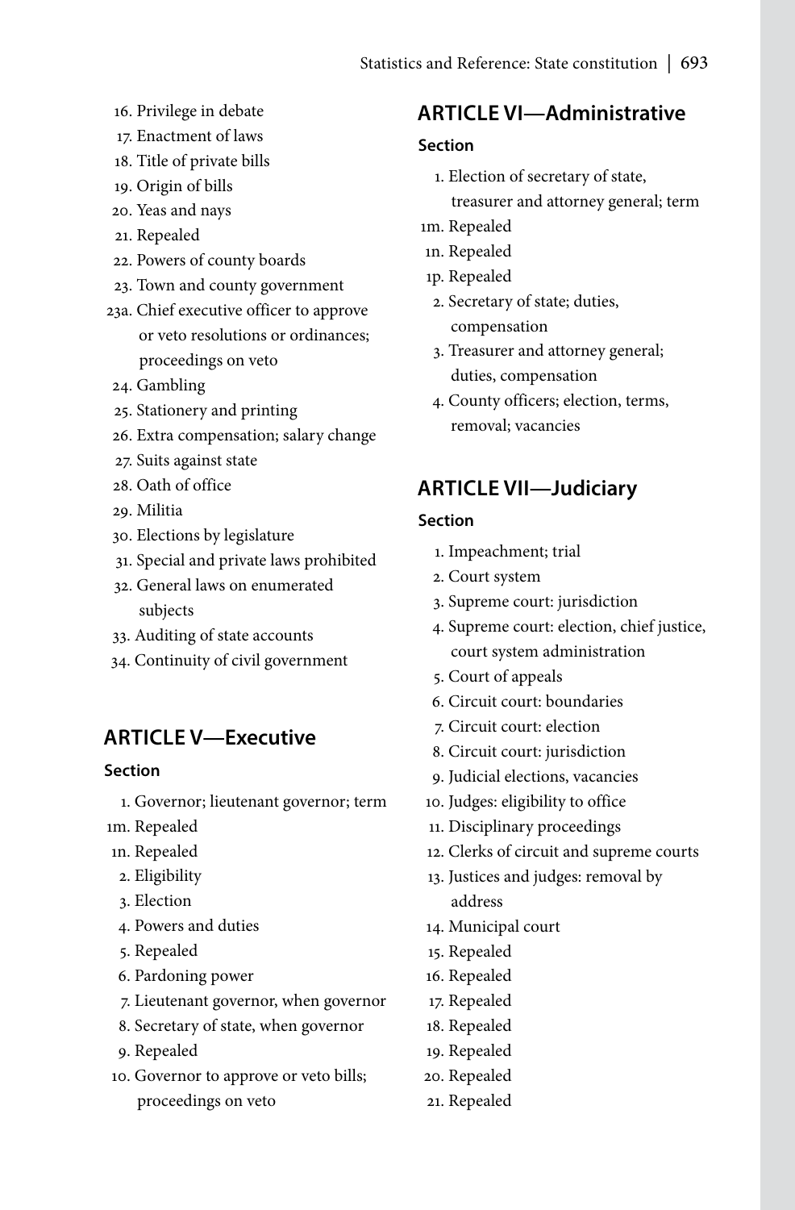16. Privilege in debate
17. Enactment of laws
18. Title of private bills
19. Origin of bills
20. Yeas and nays
21. Repealed
22. Powers of county boards
23. Town and county government
23a. Chief executive officer to approve or veto resolutions or ordinances; proceedings on veto
24. Gambling
25. Stationery and printing
26. Extra compensation; salary change
27. Suits against state
28. Oath of office
29. Militia
30. Elections by legislature
31. Special and private laws prohibited
32. General laws on enumerated subjects
33. Auditing of state accounts
34. Continuity of civil government

## ARTICLE V—Executive

**Section**

1. Governor; lieutenant governor; term
1m. Repealed
1n. Repealed
2. Eligibility
3. Election
4. Powers and duties
5. Repealed
6. Pardoning power
7. Lieutenant governor, when governor
8. Secretary of state, when governor
9. Repealed
10. Governor to approve or veto bills; proceedings on veto

## ARTICLE VI—Administrative

**Section**

1. Election of secretary of state, treasurer and attorney general; term
1m. Repealed
1n. Repealed
1p. Repealed
2. Secretary of state; duties, compensation
3. Treasurer and attorney general; duties, compensation
4. County officers; election, terms, removal; vacancies

## ARTICLE VII—Judiciary

**Section**

1. Impeachment; trial
2. Court system
3. Supreme court: jurisdiction
4. Supreme court: election, chief justice, court system administration
5. Court of appeals
6. Circuit court: boundaries
7. Circuit court: election
8. Circuit court: jurisdiction
9. Judicial elections, vacancies
10. Judges: eligibility to office
11. Disciplinary proceedings
12. Clerks of circuit and supreme courts
13. Justices and judges: removal by address
14. Municipal court
15. Repealed
16. Repealed
17. Repealed
18. Repealed
19. Repealed
20. Repealed
21. Repealed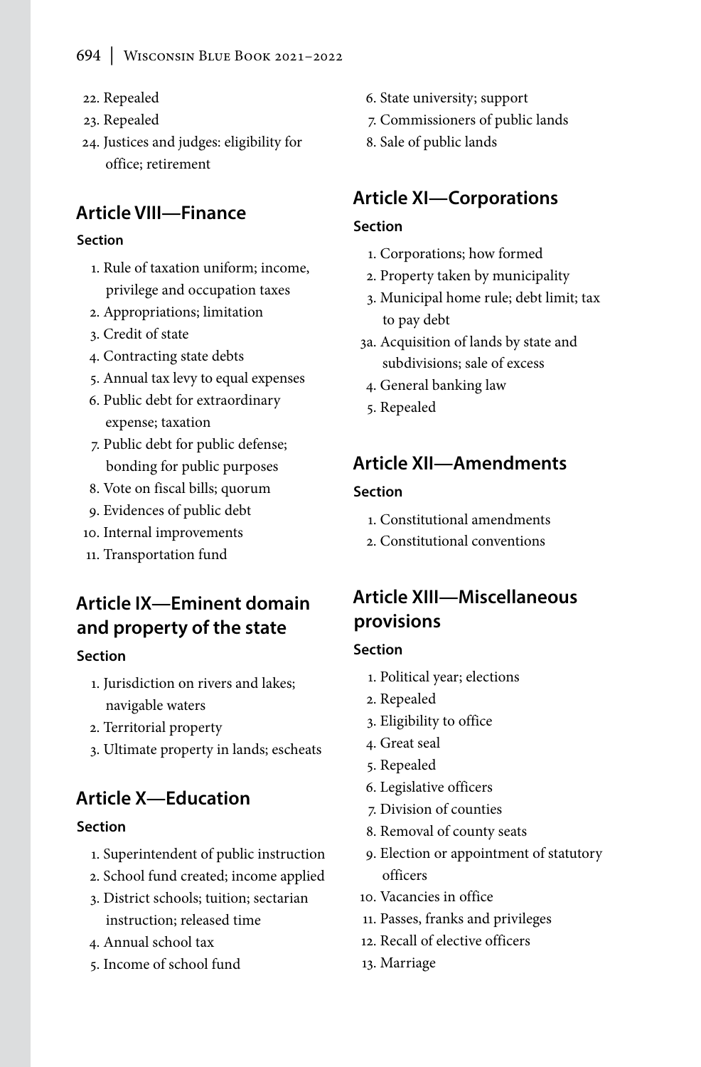22. Repealed
23. Repealed
24. Justices and judges: eligibility for office; retirement

## Article VIII—Finance

**Section**

1. Rule of taxation uniform; income, privilege and occupation taxes
2. Appropriations; limitation
3. Credit of state
4. Contracting state debts
5. Annual tax levy to equal expenses
6. Public debt for extraordinary expense; taxation
7. Public debt for public defense; bonding for public purposes
8. Vote on fiscal bills; quorum
9. Evidences of public debt
10. Internal improvements
11. Transportation fund

## Article IX—Eminent domain and property of the state

**Section**

1. Jurisdiction on rivers and lakes; navigable waters
2. Territorial property
3. Ultimate property in lands; escheats

## Article X—Education

**Section**

1. Superintendent of public instruction
2. School fund created; income applied
3. District schools; tuition; sectarian instruction; released time
4. Annual school tax
5. Income of school fund
6. State university; support
7. Commissioners of public lands
8. Sale of public lands

## Article XI—Corporations

**Section**

1. Corporations; how formed
2. Property taken by municipality
3. Municipal home rule; debt limit; tax to pay debt

3a. Acquisition of lands by state and subdivisions; sale of excess

4. General banking law
5. Repealed

## Article XII—Amendments

**Section**

1. Constitutional amendments
2. Constitutional conventions

## Article XIII—Miscellaneous provisions

**Section**

1. Political year; elections
2. Repealed
3. Eligibility to office
4. Great seal
5. Repealed
6. Legislative officers
7. Division of counties
8. Removal of county seats
9. Election or appointment of statutory officers
10. Vacancies in office
11. Passes, franks and privileges
12. Recall of elective officers
13. Marriage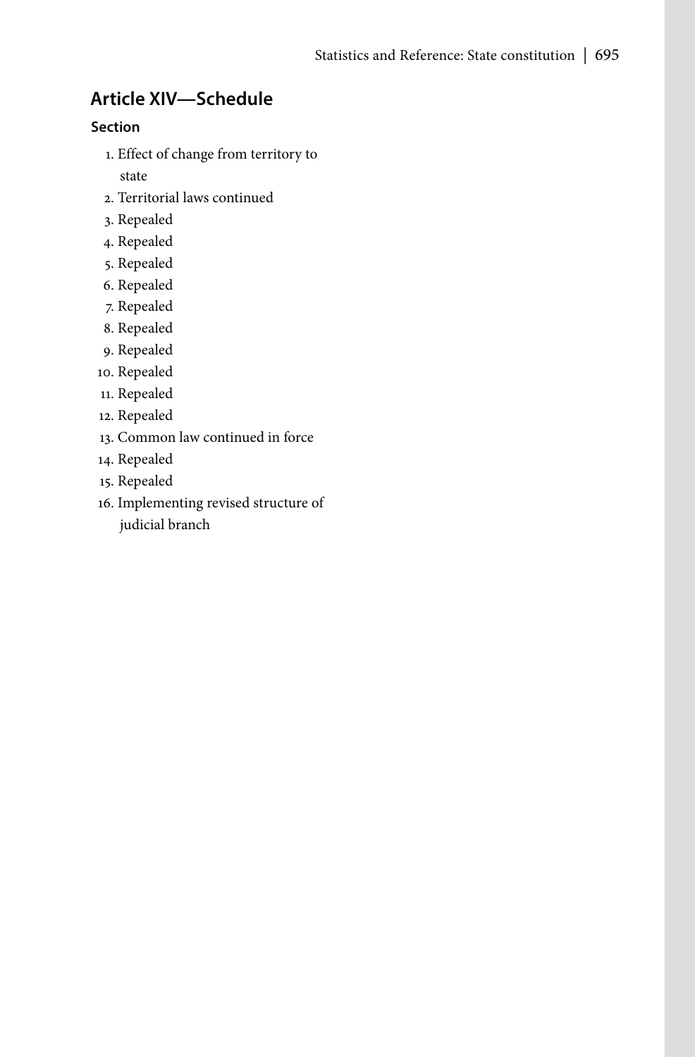## Article XIV—Schedule

### Section

1. Effect of change from territory to state
2. Territorial laws continued
3. Repealed
4. Repealed
5. Repealed
6. Repealed
7. Repealed
8. Repealed
9. Repealed
10. Repealed
11. Repealed
12. Repealed
13. Common law continued in force
14. Repealed
15. Repealed
16. Implementing revised structure of judicial branch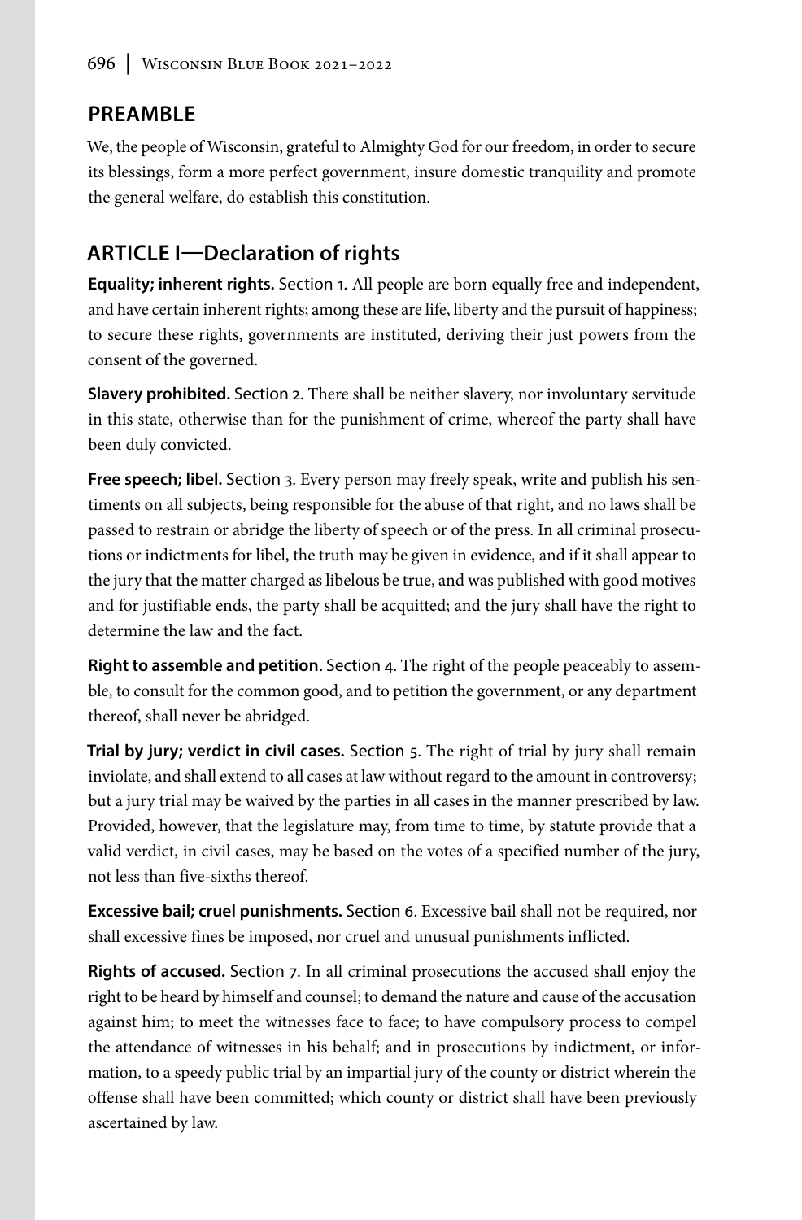## PREAMBLE

We, the people of Wisconsin, grateful to Almighty God for our freedom, in order to secure its blessings, form a more perfect government, insure domestic tranquility and promote the general welfare, do establish this constitution.

## ARTICLE I—Declaration of rights

**Equality; inherent rights.** Section 1. All people are born equally free and independent, and have certain inherent rights; among these are life, liberty and the pursuit of happiness; to secure these rights, governments are instituted, deriving their just powers from the consent of the governed.

**Slavery prohibited.** Section 2. There shall be neither slavery, nor involuntary servitude in this state, otherwise than for the punishment of crime, whereof the party shall have been duly convicted.

**Free speech; libel.** Section 3. Every person may freely speak, write and publish his sentiments on all subjects, being responsible for the abuse of that right, and no laws shall be passed to restrain or abridge the liberty of speech or of the press. In all criminal prosecutions or indictments for libel, the truth may be given in evidence, and if it shall appear to the jury that the matter charged as libelous be true, and was published with good motives and for justifiable ends, the party shall be acquitted; and the jury shall have the right to determine the law and the fact.

**Right to assemble and petition.** Section 4. The right of the people peaceably to assemble, to consult for the common good, and to petition the government, or any department thereof, shall never be abridged.

**Trial by jury; verdict in civil cases.** Section 5. The right of trial by jury shall remain inviolate, and shall extend to all cases at law without regard to the amount in controversy; but a jury trial may be waived by the parties in all cases in the manner prescribed by law. Provided, however, that the legislature may, from time to time, by statute provide that a valid verdict, in civil cases, may be based on the votes of a specified number of the jury, not less than five-sixths thereof.

**Excessive bail; cruel punishments.** Section 6. Excessive bail shall not be required, nor shall excessive fines be imposed, nor cruel and unusual punishments inflicted.

**Rights of accused.** Section 7. In all criminal prosecutions the accused shall enjoy the right to be heard by himself and counsel; to demand the nature and cause of the accusation against him; to meet the witnesses face to face; to have compulsory process to compel the attendance of witnesses in his behalf; and in prosecutions by indictment, or information, to a speedy public trial by an impartial jury of the county or district wherein the offense shall have been committed; which county or district shall have been previously ascertained by law.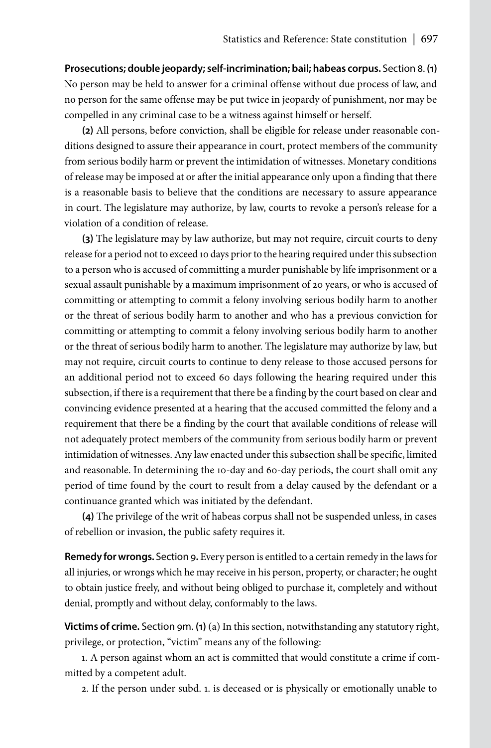**Prosecutions; double jeopardy; self-incrimination; bail; habeas corpus.** Section 8. **(1)** No person may be held to answer for a criminal offense without due process of law, and no person for the same offense may be put twice in jeopardy of punishment, nor may be compelled in any criminal case to be a witness against himself or herself.

**(2)** All persons, before conviction, shall be eligible for release under reasonable conditions designed to assure their appearance in court, protect members of the community from serious bodily harm or prevent the intimidation of witnesses. Monetary conditions of release may be imposed at or after the initial appearance only upon a finding that there is a reasonable basis to believe that the conditions are necessary to assure appearance in court. The legislature may authorize, by law, courts to revoke a person's release for a violation of a condition of release.

**(3)** The legislature may by law authorize, but may not require, circuit courts to deny release for a period not to exceed 10 days prior to the hearing required under this subsection to a person who is accused of committing a murder punishable by life imprisonment or a sexual assault punishable by a maximum imprisonment of 20 years, or who is accused of committing or attempting to commit a felony involving serious bodily harm to another or the threat of serious bodily harm to another and who has a previous conviction for committing or attempting to commit a felony involving serious bodily harm to another or the threat of serious bodily harm to another. The legislature may authorize by law, but may not require, circuit courts to continue to deny release to those accused persons for an additional period not to exceed 60 days following the hearing required under this subsection, if there is a requirement that there be a finding by the court based on clear and convincing evidence presented at a hearing that the accused committed the felony and a requirement that there be a finding by the court that available conditions of release will not adequately protect members of the community from serious bodily harm or prevent intimidation of witnesses. Any law enacted under this subsection shall be specific, limited and reasonable. In determining the 10-day and 60-day periods, the court shall omit any period of time found by the court to result from a delay caused by the defendant or a continuance granted which was initiated by the defendant.

**(4)** The privilege of the writ of habeas corpus shall not be suspended unless, in cases of rebellion or invasion, the public safety requires it.

**Remedy for wrongs.** Section 9. Every person is entitled to a certain remedy in the laws for all injuries, or wrongs which he may receive in his person, property, or character; he ought to obtain justice freely, and without being obliged to purchase it, completely and without denial, promptly and without delay, conformably to the laws.

**Victims of crime.** Section 9m. **(1)** (a) In this section, notwithstanding any statutory right, privilege, or protection, "victim" means any of the following:

1. A person against whom an act is committed that would constitute a crime if committed by a competent adult.

2. If the person under subd. 1. is deceased or is physically or emotionally unable to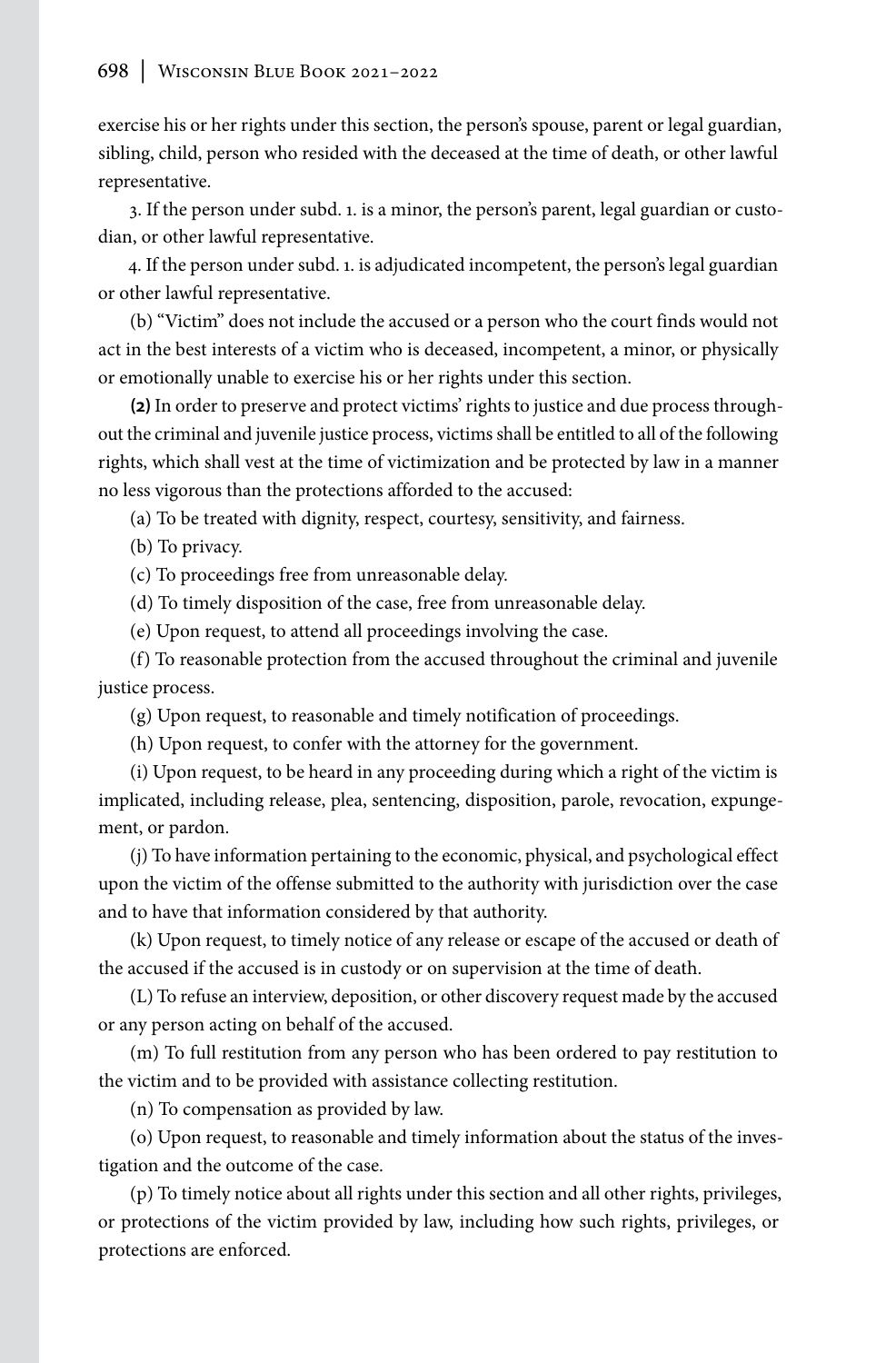exercise his or her rights under this section, the person's spouse, parent or legal guardian, sibling, child, person who resided with the deceased at the time of death, or other lawful representative.

3. If the person under subd. 1. is a minor, the person's parent, legal guardian or custodian, or other lawful representative.

4. If the person under subd. 1. is adjudicated incompetent, the person's legal guardian or other lawful representative.

(b) "Victim" does not include the accused or a person who the court finds would not act in the best interests of a victim who is deceased, incompetent, a minor, or physically or emotionally unable to exercise his or her rights under this section.

**(2)** In order to preserve and protect victims' rights to justice and due process throughout the criminal and juvenile justice process, victims shall be entitled to all of the following rights, which shall vest at the time of victimization and be protected by law in a manner no less vigorous than the protections afforded to the accused:

(a) To be treated with dignity, respect, courtesy, sensitivity, and fairness.

(b) To privacy.

(c) To proceedings free from unreasonable delay.

(d) To timely disposition of the case, free from unreasonable delay.

(e) Upon request, to attend all proceedings involving the case.

(f) To reasonable protection from the accused throughout the criminal and juvenile justice process.

(g) Upon request, to reasonable and timely notification of proceedings.

(h) Upon request, to confer with the attorney for the government.

(i) Upon request, to be heard in any proceeding during which a right of the victim is implicated, including release, plea, sentencing, disposition, parole, revocation, expungement, or pardon.

(j) To have information pertaining to the economic, physical, and psychological effect upon the victim of the offense submitted to the authority with jurisdiction over the case and to have that information considered by that authority.

(k) Upon request, to timely notice of any release or escape of the accused or death of the accused if the accused is in custody or on supervision at the time of death.

(L) To refuse an interview, deposition, or other discovery request made by the accused or any person acting on behalf of the accused.

(m) To full restitution from any person who has been ordered to pay restitution to the victim and to be provided with assistance collecting restitution.

(n) To compensation as provided by law.

(o) Upon request, to reasonable and timely information about the status of the investigation and the outcome of the case.

(p) To timely notice about all rights under this section and all other rights, privileges, or protections of the victim provided by law, including how such rights, privileges, or protections are enforced.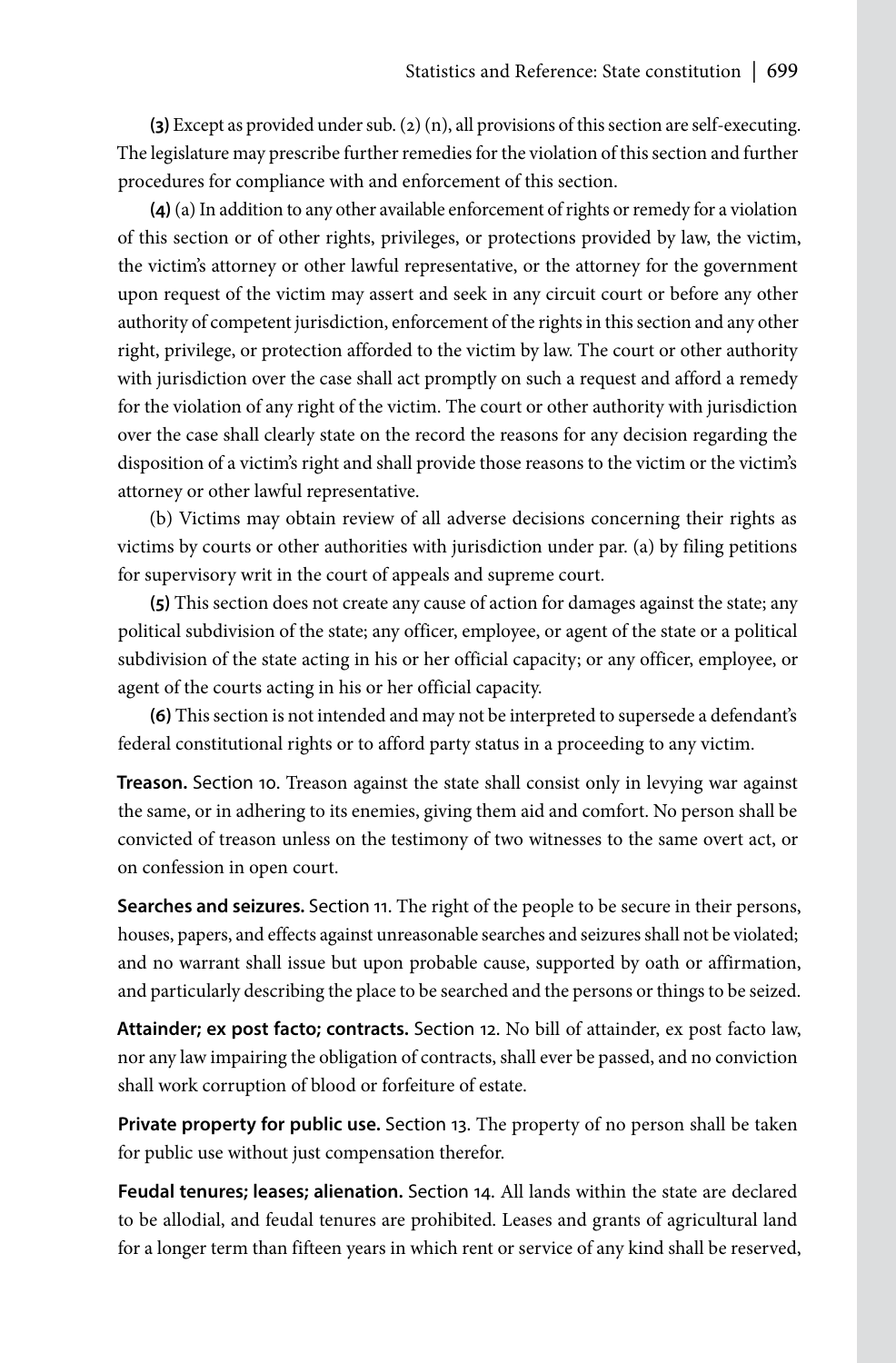**(3)** Except as provided under sub. (2) (n), all provisions of this section are self-executing. The legislature may prescribe further remedies for the violation of this section and further procedures for compliance with and enforcement of this section.

**(4)** (a) In addition to any other available enforcement of rights or remedy for a violation of this section or of other rights, privileges, or protections provided by law, the victim, the victim's attorney or other lawful representative, or the attorney for the government upon request of the victim may assert and seek in any circuit court or before any other authority of competent jurisdiction, enforcement of the rights in this section and any other right, privilege, or protection afforded to the victim by law. The court or other authority with jurisdiction over the case shall act promptly on such a request and afford a remedy for the violation of any right of the victim. The court or other authority with jurisdiction over the case shall clearly state on the record the reasons for any decision regarding the disposition of a victim's right and shall provide those reasons to the victim or the victim's attorney or other lawful representative.

(b) Victims may obtain review of all adverse decisions concerning their rights as victims by courts or other authorities with jurisdiction under par. (a) by filing petitions for supervisory writ in the court of appeals and supreme court.

**(5)** This section does not create any cause of action for damages against the state; any political subdivision of the state; any officer, employee, or agent of the state or a political subdivision of the state acting in his or her official capacity; or any officer, employee, or agent of the courts acting in his or her official capacity.

**(6)** This section is not intended and may not be interpreted to supersede a defendant's federal constitutional rights or to afford party status in a proceeding to any victim.

**Treason.** Section 10. Treason against the state shall consist only in levying war against the same, or in adhering to its enemies, giving them aid and comfort. No person shall be convicted of treason unless on the testimony of two witnesses to the same overt act, or on confession in open court.

**Searches and seizures.** Section 11. The right of the people to be secure in their persons, houses, papers, and effects against unreasonable searches and seizures shall not be violated; and no warrant shall issue but upon probable cause, supported by oath or affirmation, and particularly describing the place to be searched and the persons or things to be seized.

**Attainder; ex post facto; contracts.** Section 12. No bill of attainder, ex post facto law, nor any law impairing the obligation of contracts, shall ever be passed, and no conviction shall work corruption of blood or forfeiture of estate.

**Private property for public use.** Section 13. The property of no person shall be taken for public use without just compensation therefor.

**Feudal tenures; leases; alienation.** Section 14. All lands within the state are declared to be allodial, and feudal tenures are prohibited. Leases and grants of agricultural land for a longer term than fifteen years in which rent or service of any kind shall be reserved,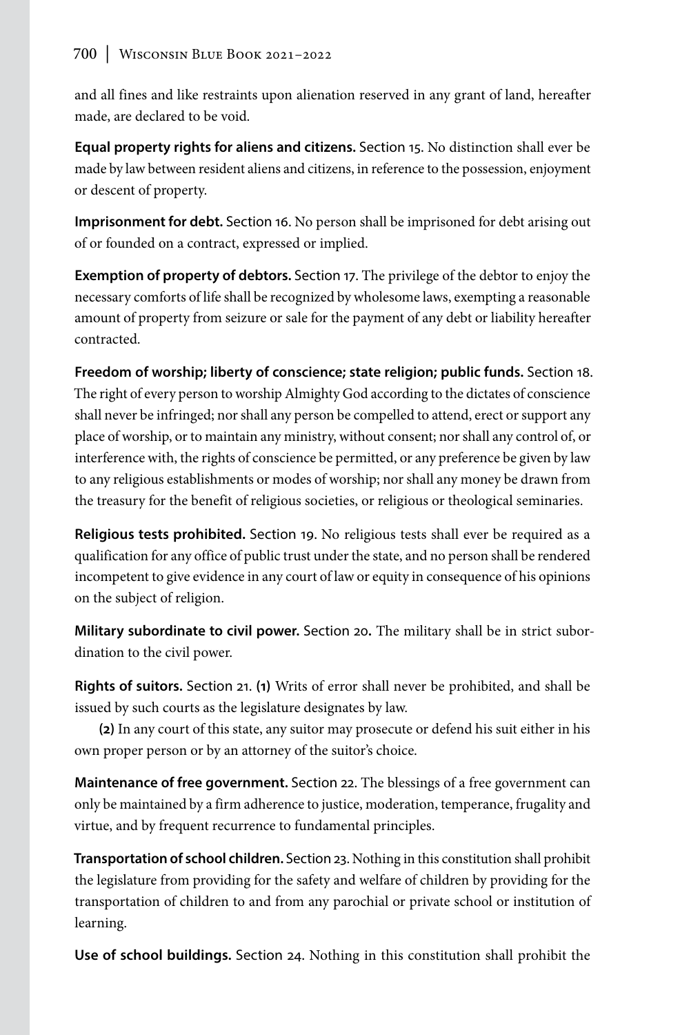and all fines and like restraints upon alienation reserved in any grant of land, hereafter made, are declared to be void.

**Equal property rights for aliens and citizens.** Section 15. No distinction shall ever be made by law between resident aliens and citizens, in reference to the possession, enjoyment or descent of property.

**Imprisonment for debt.** Section 16. No person shall be imprisoned for debt arising out of or founded on a contract, expressed or implied.

**Exemption of property of debtors.** Section 17. The privilege of the debtor to enjoy the necessary comforts of life shall be recognized by wholesome laws, exempting a reasonable amount of property from seizure or sale for the payment of any debt or liability hereafter contracted.

**Freedom of worship; liberty of conscience; state religion; public funds.** Section 18. The right of every person to worship Almighty God according to the dictates of conscience shall never be infringed; nor shall any person be compelled to attend, erect or support any place of worship, or to maintain any ministry, without consent; nor shall any control of, or interference with, the rights of conscience be permitted, or any preference be given by law to any religious establishments or modes of worship; nor shall any money be drawn from the treasury for the benefit of religious societies, or religious or theological seminaries.

**Religious tests prohibited.** Section 19. No religious tests shall ever be required as a qualification for any office of public trust under the state, and no person shall be rendered incompetent to give evidence in any court of law or equity in consequence of his opinions on the subject of religion.

**Military subordinate to civil power.** Section 20. The military shall be in strict subordination to the civil power.

**Rights of suitors.** Section 21. **(1)** Writs of error shall never be prohibited, and shall be issued by such courts as the legislature designates by law.

**(2)** In any court of this state, any suitor may prosecute or defend his suit either in his own proper person or by an attorney of the suitor's choice.

**Maintenance of free government.** Section 22. The blessings of a free government can only be maintained by a firm adherence to justice, moderation, temperance, frugality and virtue, and by frequent recurrence to fundamental principles.

**Transportation of school children.** Section 23. Nothing in this constitution shall prohibit the legislature from providing for the safety and welfare of children by providing for the transportation of children to and from any parochial or private school or institution of learning.

**Use of school buildings.** Section 24. Nothing in this constitution shall prohibit the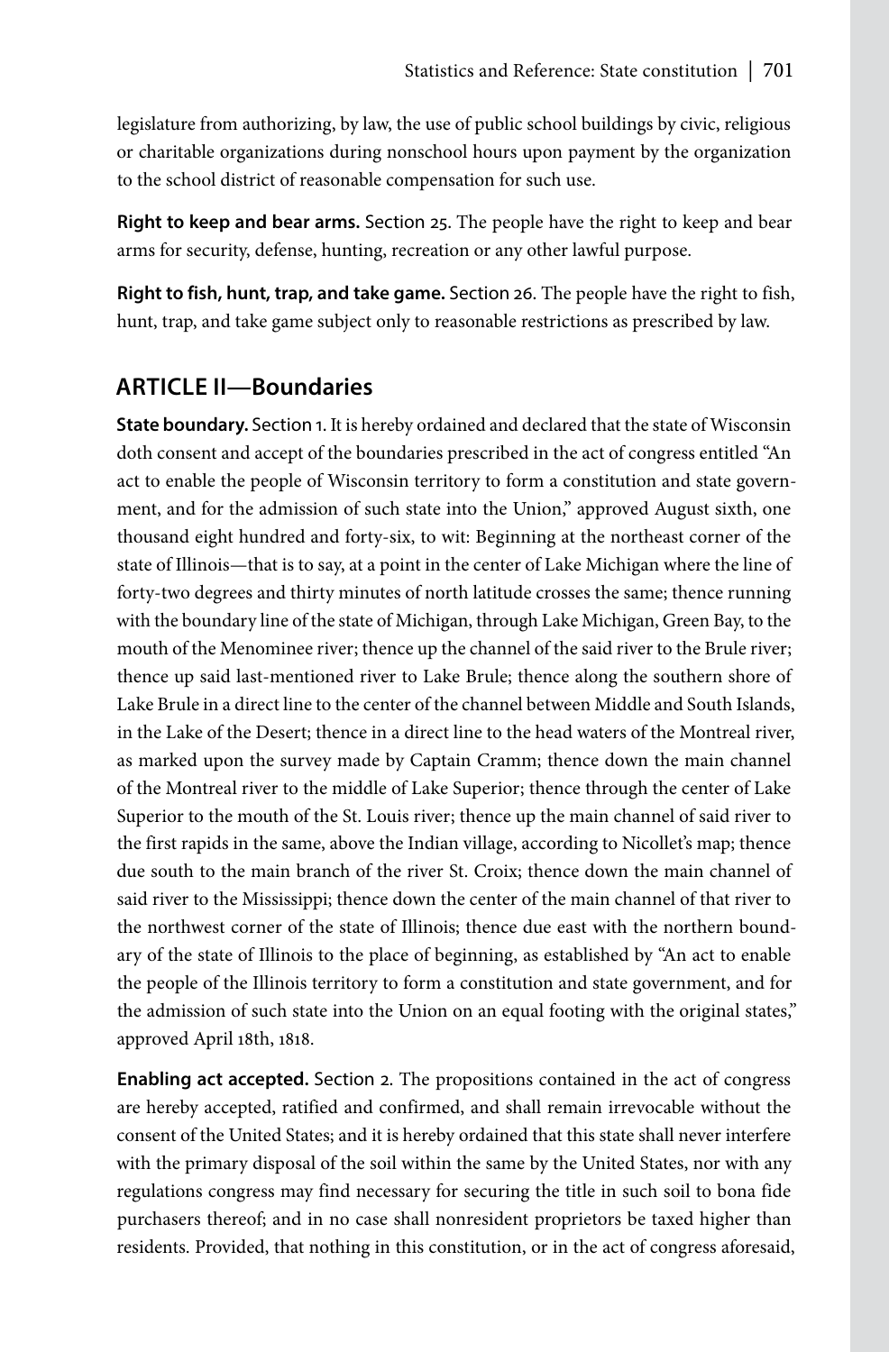legislature from authorizing, by law, the use of public school buildings by civic, religious or charitable organizations during nonschool hours upon payment by the organization to the school district of reasonable compensation for such use.

**Right to keep and bear arms.** Section 25. The people have the right to keep and bear arms for security, defense, hunting, recreation or any other lawful purpose.

**Right to fish, hunt, trap, and take game.** Section 26. The people have the right to fish, hunt, trap, and take game subject only to reasonable restrictions as prescribed by law.

## ARTICLE II—Boundaries

**State boundary.** Section 1. It is hereby ordained and declared that the state of Wisconsin doth consent and accept of the boundaries prescribed in the act of congress entitled "An act to enable the people of Wisconsin territory to form a constitution and state government, and for the admission of such state into the Union," approved August sixth, one thousand eight hundred and forty-six, to wit: Beginning at the northeast corner of the state of Illinois—that is to say, at a point in the center of Lake Michigan where the line of forty-two degrees and thirty minutes of north latitude crosses the same; thence running with the boundary line of the state of Michigan, through Lake Michigan, Green Bay, to the mouth of the Menominee river; thence up the channel of the said river to the Brule river; thence up said last-mentioned river to Lake Brule; thence along the southern shore of Lake Brule in a direct line to the center of the channel between Middle and South Islands, in the Lake of the Desert; thence in a direct line to the head waters of the Montreal river, as marked upon the survey made by Captain Cramm; thence down the main channel of the Montreal river to the middle of Lake Superior; thence through the center of Lake Superior to the mouth of the St. Louis river; thence up the main channel of said river to the first rapids in the same, above the Indian village, according to Nicollet's map; thence due south to the main branch of the river St. Croix; thence down the main channel of said river to the Mississippi; thence down the center of the main channel of that river to the northwest corner of the state of Illinois; thence due east with the northern boundary of the state of Illinois to the place of beginning, as established by "An act to enable the people of the Illinois territory to form a constitution and state government, and for the admission of such state into the Union on an equal footing with the original states," approved April 18th, 1818.

**Enabling act accepted.** Section 2. The propositions contained in the act of congress are hereby accepted, ratified and confirmed, and shall remain irrevocable without the consent of the United States; and it is hereby ordained that this state shall never interfere with the primary disposal of the soil within the same by the United States, nor with any regulations congress may find necessary for securing the title in such soil to bona fide purchasers thereof; and in no case shall nonresident proprietors be taxed higher than residents. Provided, that nothing in this constitution, or in the act of congress aforesaid,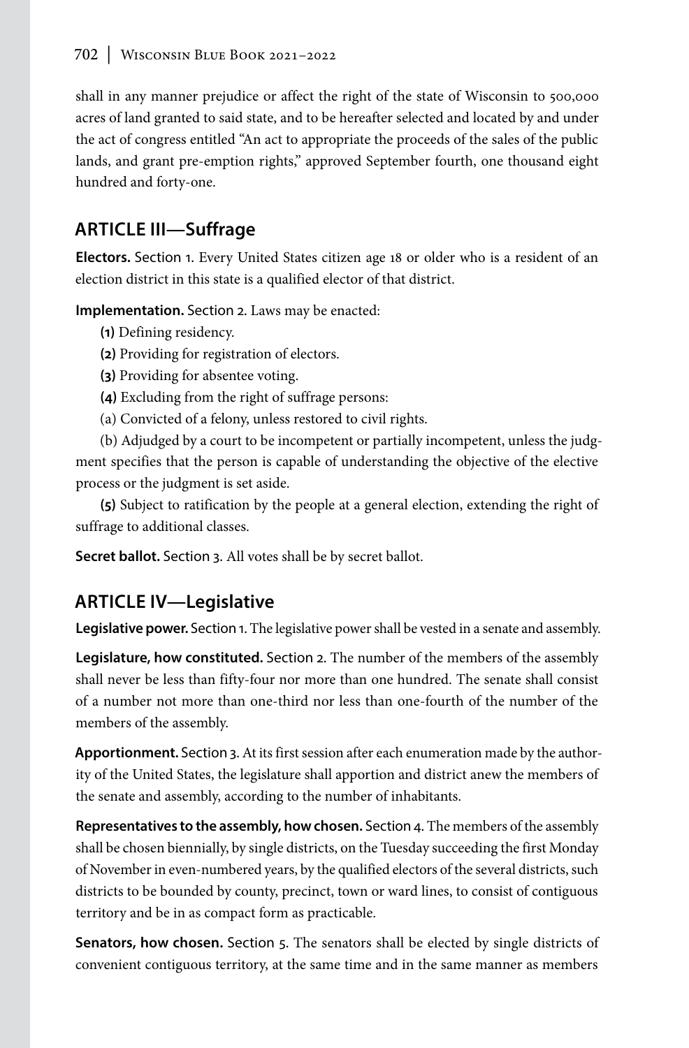shall in any manner prejudice or affect the right of the state of Wisconsin to 500,000 acres of land granted to said state, and to be hereafter selected and located by and under the act of congress entitled "An act to appropriate the proceeds of the sales of the public lands, and grant pre-emption rights," approved September fourth, one thousand eight hundred and forty-one.

## ARTICLE III—Suffrage

**Electors.** Section 1. Every United States citizen age 18 or older who is a resident of an election district in this state is a qualified elector of that district.

**Implementation.** Section 2. Laws may be enacted:

**(1)** Defining residency.

**(2)** Providing for registration of electors.

**(3)** Providing for absentee voting.

**(4)** Excluding from the right of suffrage persons:

(a) Convicted of a felony, unless restored to civil rights.

(b) Adjudged by a court to be incompetent or partially incompetent, unless the judgment specifies that the person is capable of understanding the objective of the elective process or the judgment is set aside.

**(5)** Subject to ratification by the people at a general election, extending the right of suffrage to additional classes.

**Secret ballot.** Section 3. All votes shall be by secret ballot.

## ARTICLE IV—Legislative

**Legislative power.** Section 1. The legislative power shall be vested in a senate and assembly.

**Legislature, how constituted.** Section 2. The number of the members of the assembly shall never be less than fifty-four nor more than one hundred. The senate shall consist of a number not more than one-third nor less than one-fourth of the number of the members of the assembly.

**Apportionment.** Section 3. At its first session after each enumeration made by the authority of the United States, the legislature shall apportion and district anew the members of the senate and assembly, according to the number of inhabitants.

**Representatives to the assembly, how chosen.** Section 4. The members of the assembly shall be chosen biennially, by single districts, on the Tuesday succeeding the first Monday of November in even-numbered years, by the qualified electors of the several districts, such districts to be bounded by county, precinct, town or ward lines, to consist of contiguous territory and be in as compact form as practicable.

**Senators, how chosen.** Section 5. The senators shall be elected by single districts of convenient contiguous territory, at the same time and in the same manner as members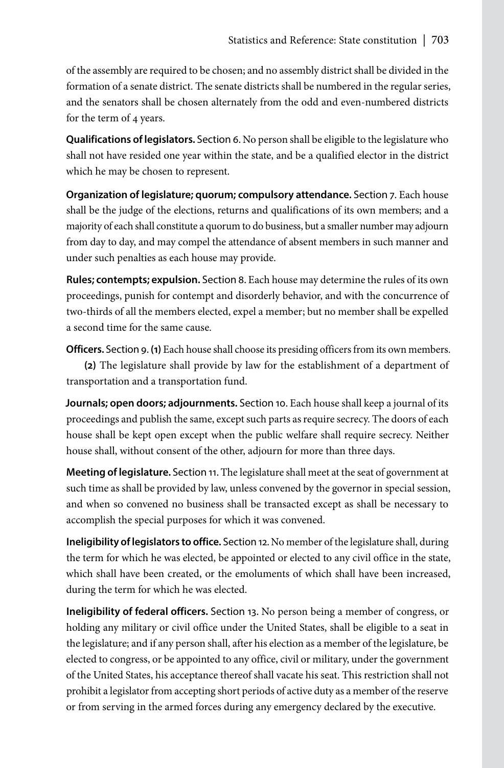of the assembly are required to be chosen; and no assembly district shall be divided in the formation of a senate district. The senate districts shall be numbered in the regular series, and the senators shall be chosen alternately from the odd and even-numbered districts for the term of 4 years.

**Qualifications of legislators.** Section 6. No person shall be eligible to the legislature who shall not have resided one year within the state, and be a qualified elector in the district which he may be chosen to represent.

**Organization of legislature; quorum; compulsory attendance.** Section 7. Each house shall be the judge of the elections, returns and qualifications of its own members; and a majority of each shall constitute a quorum to do business, but a smaller number may adjourn from day to day, and may compel the attendance of absent members in such manner and under such penalties as each house may provide.

**Rules; contempts; expulsion.** Section 8. Each house may determine the rules of its own proceedings, punish for contempt and disorderly behavior, and with the concurrence of two-thirds of all the members elected, expel a member; but no member shall be expelled a second time for the same cause.

**Officers.** Section 9. **(1)** Each house shall choose its presiding officers from its own members.

**(2)** The legislature shall provide by law for the establishment of a department of transportation and a transportation fund.

**Journals; open doors; adjournments.** Section 10. Each house shall keep a journal of its proceedings and publish the same, except such parts as require secrecy. The doors of each house shall be kept open except when the public welfare shall require secrecy. Neither house shall, without consent of the other, adjourn for more than three days.

**Meeting of legislature.** Section 11. The legislature shall meet at the seat of government at such time as shall be provided by law, unless convened by the governor in special session, and when so convened no business shall be transacted except as shall be necessary to accomplish the special purposes for which it was convened.

**Ineligibility of legislators to office.** Section 12. No member of the legislature shall, during the term for which he was elected, be appointed or elected to any civil office in the state, which shall have been created, or the emoluments of which shall have been increased, during the term for which he was elected.

**Ineligibility of federal officers.** Section 13. No person being a member of congress, or holding any military or civil office under the United States, shall be eligible to a seat in the legislature; and if any person shall, after his election as a member of the legislature, be elected to congress, or be appointed to any office, civil or military, under the government of the United States, his acceptance thereof shall vacate his seat. This restriction shall not prohibit a legislator from accepting short periods of active duty as a member of the reserve or from serving in the armed forces during any emergency declared by the executive.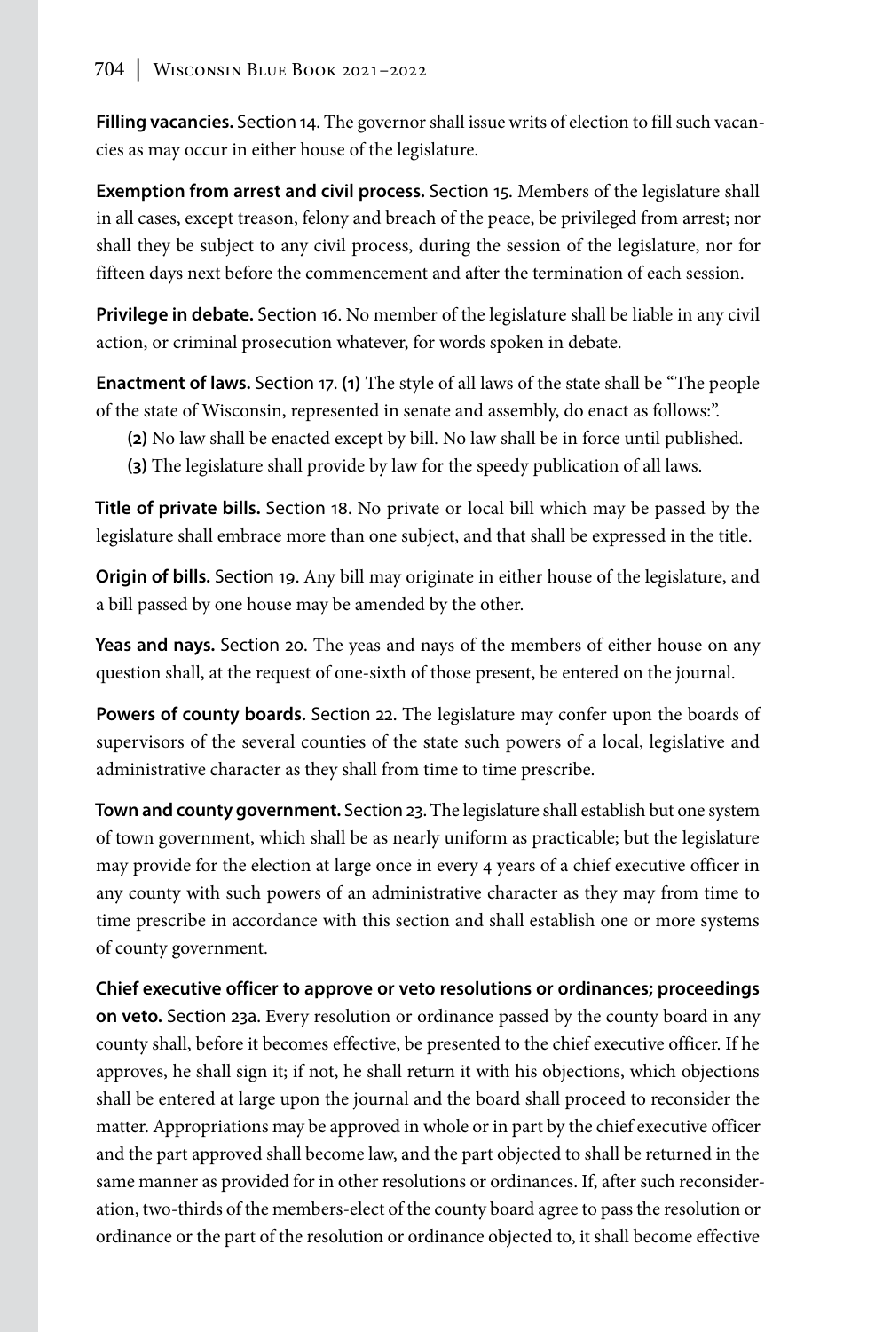**Filling vacancies.** Section 14. The governor shall issue writs of election to fill such vacancies as may occur in either house of the legislature.

**Exemption from arrest and civil process.** Section 15. Members of the legislature shall in all cases, except treason, felony and breach of the peace, be privileged from arrest; nor shall they be subject to any civil process, during the session of the legislature, nor for fifteen days next before the commencement and after the termination of each session.

**Privilege in debate.** Section 16. No member of the legislature shall be liable in any civil action, or criminal prosecution whatever, for words spoken in debate.

**Enactment of laws.** Section 17. **(1)** The style of all laws of the state shall be "The people of the state of Wisconsin, represented in senate and assembly, do enact as follows:".

**(2)** No law shall be enacted except by bill. No law shall be in force until published.

**(3)** The legislature shall provide by law for the speedy publication of all laws.

**Title of private bills.** Section 18. No private or local bill which may be passed by the legislature shall embrace more than one subject, and that shall be expressed in the title.

**Origin of bills.** Section 19. Any bill may originate in either house of the legislature, and a bill passed by one house may be amended by the other.

**Yeas and nays.** Section 20. The yeas and nays of the members of either house on any question shall, at the request of one-sixth of those present, be entered on the journal.

**Powers of county boards.** Section 22. The legislature may confer upon the boards of supervisors of the several counties of the state such powers of a local, legislative and administrative character as they shall from time to time prescribe.

**Town and county government.** Section 23. The legislature shall establish but one system of town government, which shall be as nearly uniform as practicable; but the legislature may provide for the election at large once in every 4 years of a chief executive officer in any county with such powers of an administrative character as they may from time to time prescribe in accordance with this section and shall establish one or more systems of county government.

**Chief executive officer to approve or veto resolutions or ordinances; proceedings on veto.** Section 23a. Every resolution or ordinance passed by the county board in any county shall, before it becomes effective, be presented to the chief executive officer. If he approves, he shall sign it; if not, he shall return it with his objections, which objections shall be entered at large upon the journal and the board shall proceed to reconsider the matter. Appropriations may be approved in whole or in part by the chief executive officer and the part approved shall become law, and the part objected to shall be returned in the same manner as provided for in other resolutions or ordinances. If, after such reconsideration, two-thirds of the members-elect of the county board agree to pass the resolution or ordinance or the part of the resolution or ordinance objected to, it shall become effective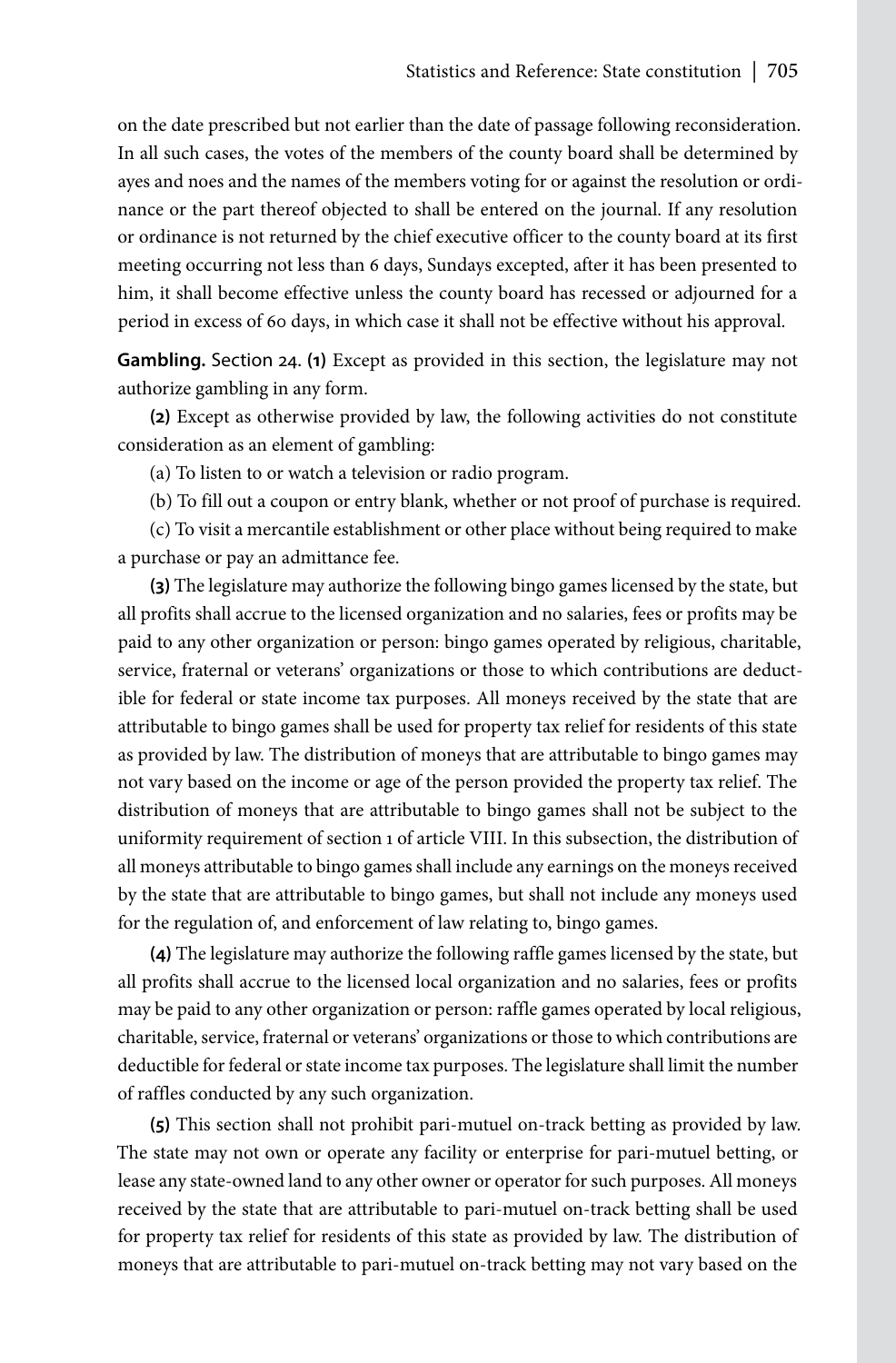on the date prescribed but not earlier than the date of passage following reconsideration. In all such cases, the votes of the members of the county board shall be determined by ayes and noes and the names of the members voting for or against the resolution or ordinance or the part thereof objected to shall be entered on the journal. If any resolution or ordinance is not returned by the chief executive officer to the county board at its first meeting occurring not less than 6 days, Sundays excepted, after it has been presented to him, it shall become effective unless the county board has recessed or adjourned for a period in excess of 60 days, in which case it shall not be effective without his approval.

**Gambling.** Section 24. **(1)** Except as provided in this section, the legislature may not authorize gambling in any form.

**(2)** Except as otherwise provided by law, the following activities do not constitute consideration as an element of gambling:

(a) To listen to or watch a television or radio program.

(b) To fill out a coupon or entry blank, whether or not proof of purchase is required.

(c) To visit a mercantile establishment or other place without being required to make a purchase or pay an admittance fee.

**(3)** The legislature may authorize the following bingo games licensed by the state, but all profits shall accrue to the licensed organization and no salaries, fees or profits may be paid to any other organization or person: bingo games operated by religious, charitable, service, fraternal or veterans' organizations or those to which contributions are deductible for federal or state income tax purposes. All moneys received by the state that are attributable to bingo games shall be used for property tax relief for residents of this state as provided by law. The distribution of moneys that are attributable to bingo games may not vary based on the income or age of the person provided the property tax relief. The distribution of moneys that are attributable to bingo games shall not be subject to the uniformity requirement of section 1 of article VIII. In this subsection, the distribution of all moneys attributable to bingo games shall include any earnings on the moneys received by the state that are attributable to bingo games, but shall not include any moneys used for the regulation of, and enforcement of law relating to, bingo games.

**(4)** The legislature may authorize the following raffle games licensed by the state, but all profits shall accrue to the licensed local organization and no salaries, fees or profits may be paid to any other organization or person: raffle games operated by local religious, charitable, service, fraternal or veterans' organizations or those to which contributions are deductible for federal or state income tax purposes. The legislature shall limit the number of raffles conducted by any such organization.

**(5)** This section shall not prohibit pari-mutuel on-track betting as provided by law. The state may not own or operate any facility or enterprise for pari-mutuel betting, or lease any state-owned land to any other owner or operator for such purposes. All moneys received by the state that are attributable to pari-mutuel on-track betting shall be used for property tax relief for residents of this state as provided by law. The distribution of moneys that are attributable to pari-mutuel on-track betting may not vary based on the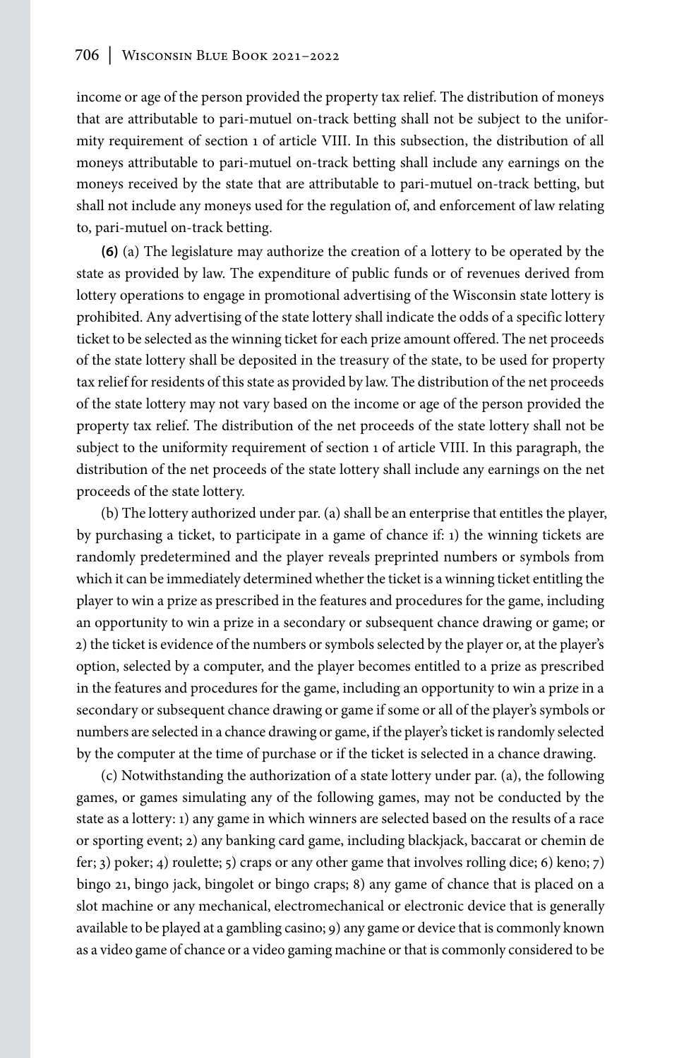income or age of the person provided the property tax relief. The distribution of moneys that are attributable to pari-mutuel on-track betting shall not be subject to the uniformity requirement of section 1 of article VIII. In this subsection, the distribution of all moneys attributable to pari-mutuel on-track betting shall include any earnings on the moneys received by the state that are attributable to pari-mutuel on-track betting, but shall not include any moneys used for the regulation of, and enforcement of law relating to, pari-mutuel on-track betting.

**(6)** (a) The legislature may authorize the creation of a lottery to be operated by the state as provided by law. The expenditure of public funds or of revenues derived from lottery operations to engage in promotional advertising of the Wisconsin state lottery is prohibited. Any advertising of the state lottery shall indicate the odds of a specific lottery ticket to be selected as the winning ticket for each prize amount offered. The net proceeds of the state lottery shall be deposited in the treasury of the state, to be used for property tax relief for residents of this state as provided by law. The distribution of the net proceeds of the state lottery may not vary based on the income or age of the person provided the property tax relief. The distribution of the net proceeds of the state lottery shall not be subject to the uniformity requirement of section 1 of article VIII. In this paragraph, the distribution of the net proceeds of the state lottery shall include any earnings on the net proceeds of the state lottery.

(b) The lottery authorized under par. (a) shall be an enterprise that entitles the player, by purchasing a ticket, to participate in a game of chance if: 1) the winning tickets are randomly predetermined and the player reveals preprinted numbers or symbols from which it can be immediately determined whether the ticket is a winning ticket entitling the player to win a prize as prescribed in the features and procedures for the game, including an opportunity to win a prize in a secondary or subsequent chance drawing or game; or 2) the ticket is evidence of the numbers or symbols selected by the player or, at the player's option, selected by a computer, and the player becomes entitled to a prize as prescribed in the features and procedures for the game, including an opportunity to win a prize in a secondary or subsequent chance drawing or game if some or all of the player's symbols or numbers are selected in a chance drawing or game, if the player's ticket is randomly selected by the computer at the time of purchase or if the ticket is selected in a chance drawing.

(c) Notwithstanding the authorization of a state lottery under par. (a), the following games, or games simulating any of the following games, may not be conducted by the state as a lottery: 1) any game in which winners are selected based on the results of a race or sporting event; 2) any banking card game, including blackjack, baccarat or chemin de fer; 3) poker; 4) roulette; 5) craps or any other game that involves rolling dice; 6) keno; 7) bingo 21, bingo jack, bingolet or bingo craps; 8) any game of chance that is placed on a slot machine or any mechanical, electromechanical or electronic device that is generally available to be played at a gambling casino; 9) any game or device that is commonly known as a video game of chance or a video gaming machine or that is commonly considered to be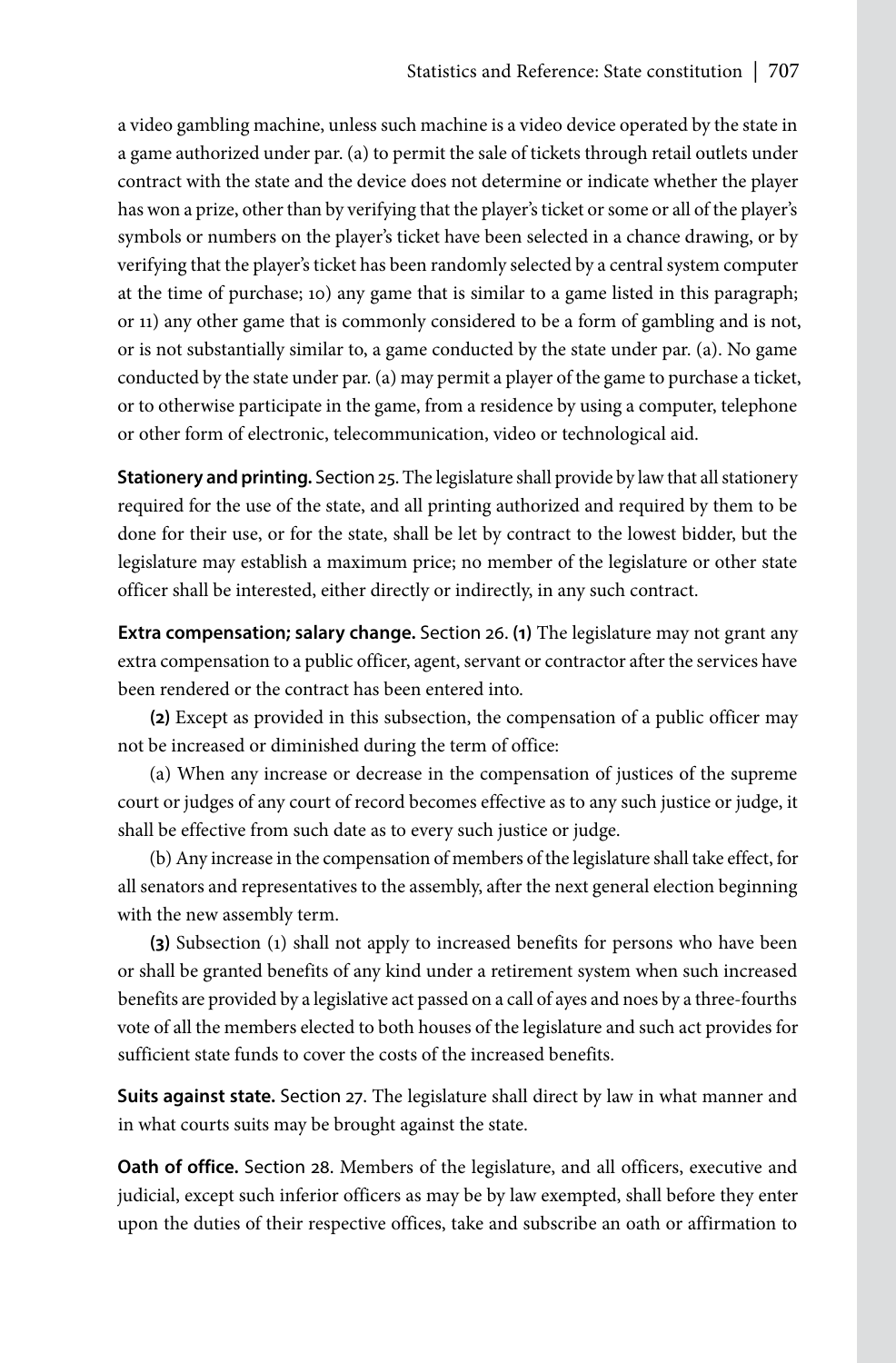a video gambling machine, unless such machine is a video device operated by the state in a game authorized under par. (a) to permit the sale of tickets through retail outlets under contract with the state and the device does not determine or indicate whether the player has won a prize, other than by verifying that the player's ticket or some or all of the player's symbols or numbers on the player's ticket have been selected in a chance drawing, or by verifying that the player's ticket has been randomly selected by a central system computer at the time of purchase; 10) any game that is similar to a game listed in this paragraph; or 11) any other game that is commonly considered to be a form of gambling and is not, or is not substantially similar to, a game conducted by the state under par. (a). No game conducted by the state under par. (a) may permit a player of the game to purchase a ticket, or to otherwise participate in the game, from a residence by using a computer, telephone or other form of electronic, telecommunication, video or technological aid.

**Stationery and printing.** Section 25. The legislature shall provide by law that all stationery required for the use of the state, and all printing authorized and required by them to be done for their use, or for the state, shall be let by contract to the lowest bidder, but the legislature may establish a maximum price; no member of the legislature or other state officer shall be interested, either directly or indirectly, in any such contract.

**Extra compensation; salary change.** Section 26. **(1)** The legislature may not grant any extra compensation to a public officer, agent, servant or contractor after the services have been rendered or the contract has been entered into.

**(2)** Except as provided in this subsection, the compensation of a public officer may not be increased or diminished during the term of office:

(a) When any increase or decrease in the compensation of justices of the supreme court or judges of any court of record becomes effective as to any such justice or judge, it shall be effective from such date as to every such justice or judge.

(b) Any increase in the compensation of members of the legislature shall take effect, for all senators and representatives to the assembly, after the next general election beginning with the new assembly term.

**(3)** Subsection (1) shall not apply to increased benefits for persons who have been or shall be granted benefits of any kind under a retirement system when such increased benefits are provided by a legislative act passed on a call of ayes and noes by a three-fourths vote of all the members elected to both houses of the legislature and such act provides for sufficient state funds to cover the costs of the increased benefits.

**Suits against state.** Section 27. The legislature shall direct by law in what manner and in what courts suits may be brought against the state.

**Oath of office.** Section 28. Members of the legislature, and all officers, executive and judicial, except such inferior officers as may be by law exempted, shall before they enter upon the duties of their respective offices, take and subscribe an oath or affirmation to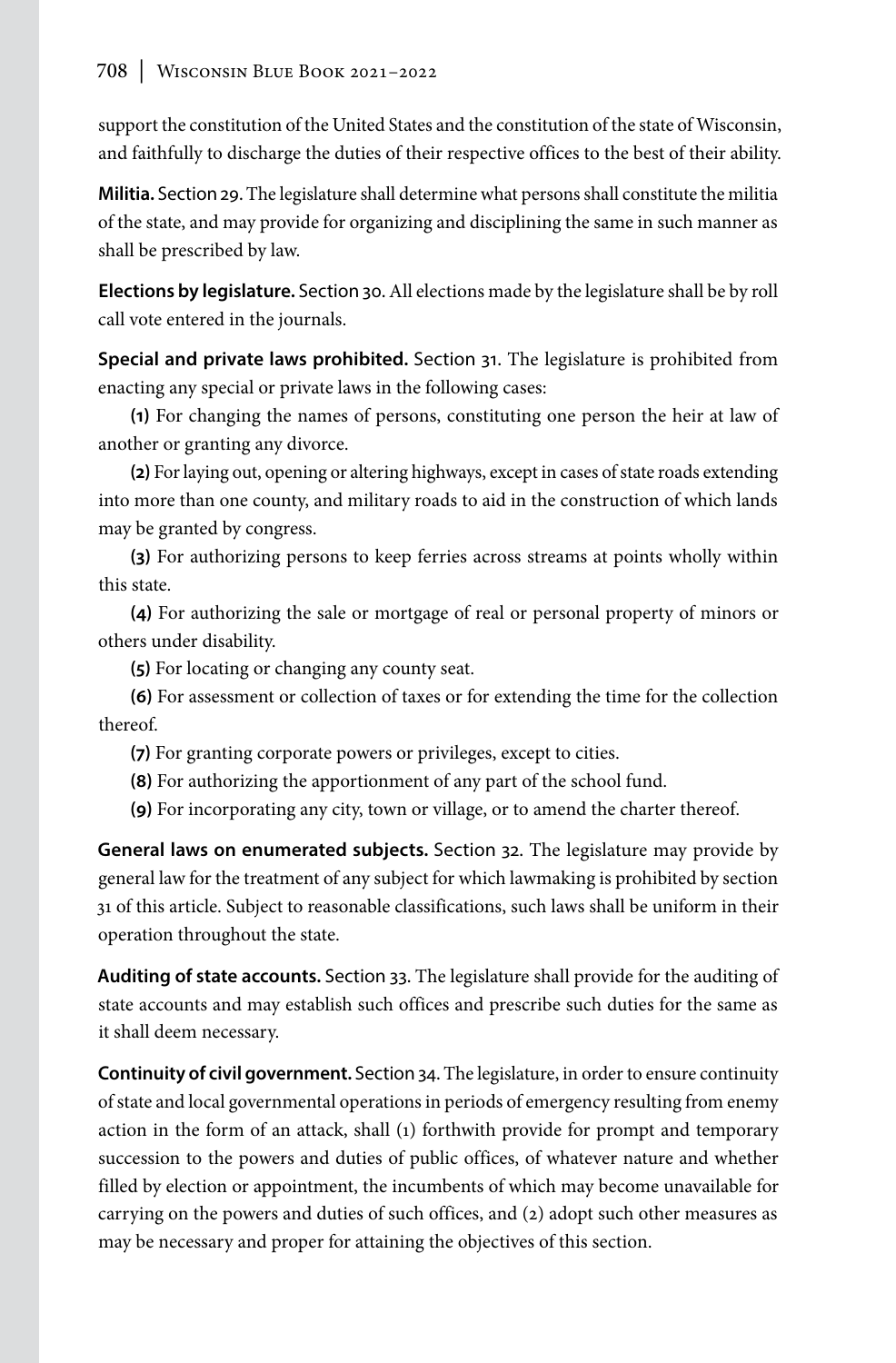support the constitution of the United States and the constitution of the state of Wisconsin, and faithfully to discharge the duties of their respective offices to the best of their ability.

**Militia.** Section 29. The legislature shall determine what persons shall constitute the militia of the state, and may provide for organizing and disciplining the same in such manner as shall be prescribed by law.

**Elections by legislature.** Section 30. All elections made by the legislature shall be by roll call vote entered in the journals.

**Special and private laws prohibited.** Section 31. The legislature is prohibited from enacting any special or private laws in the following cases:

**(1)** For changing the names of persons, constituting one person the heir at law of another or granting any divorce.

**(2)** For laying out, opening or altering highways, except in cases of state roads extending into more than one county, and military roads to aid in the construction of which lands may be granted by congress.

**(3)** For authorizing persons to keep ferries across streams at points wholly within this state.

**(4)** For authorizing the sale or mortgage of real or personal property of minors or others under disability.

**(5)** For locating or changing any county seat.

**(6)** For assessment or collection of taxes or for extending the time for the collection thereof.

**(7)** For granting corporate powers or privileges, except to cities.

**(8)** For authorizing the apportionment of any part of the school fund.

**(9)** For incorporating any city, town or village, or to amend the charter thereof.

**General laws on enumerated subjects.** Section 32. The legislature may provide by general law for the treatment of any subject for which lawmaking is prohibited by section 31 of this article. Subject to reasonable classifications, such laws shall be uniform in their operation throughout the state.

**Auditing of state accounts.** Section 33. The legislature shall provide for the auditing of state accounts and may establish such offices and prescribe such duties for the same as it shall deem necessary.

**Continuity of civil government.** Section 34. The legislature, in order to ensure continuity of state and local governmental operations in periods of emergency resulting from enemy action in the form of an attack, shall (1) forthwith provide for prompt and temporary succession to the powers and duties of public offices, of whatever nature and whether filled by election or appointment, the incumbents of which may become unavailable for carrying on the powers and duties of such offices, and (2) adopt such other measures as may be necessary and proper for attaining the objectives of this section.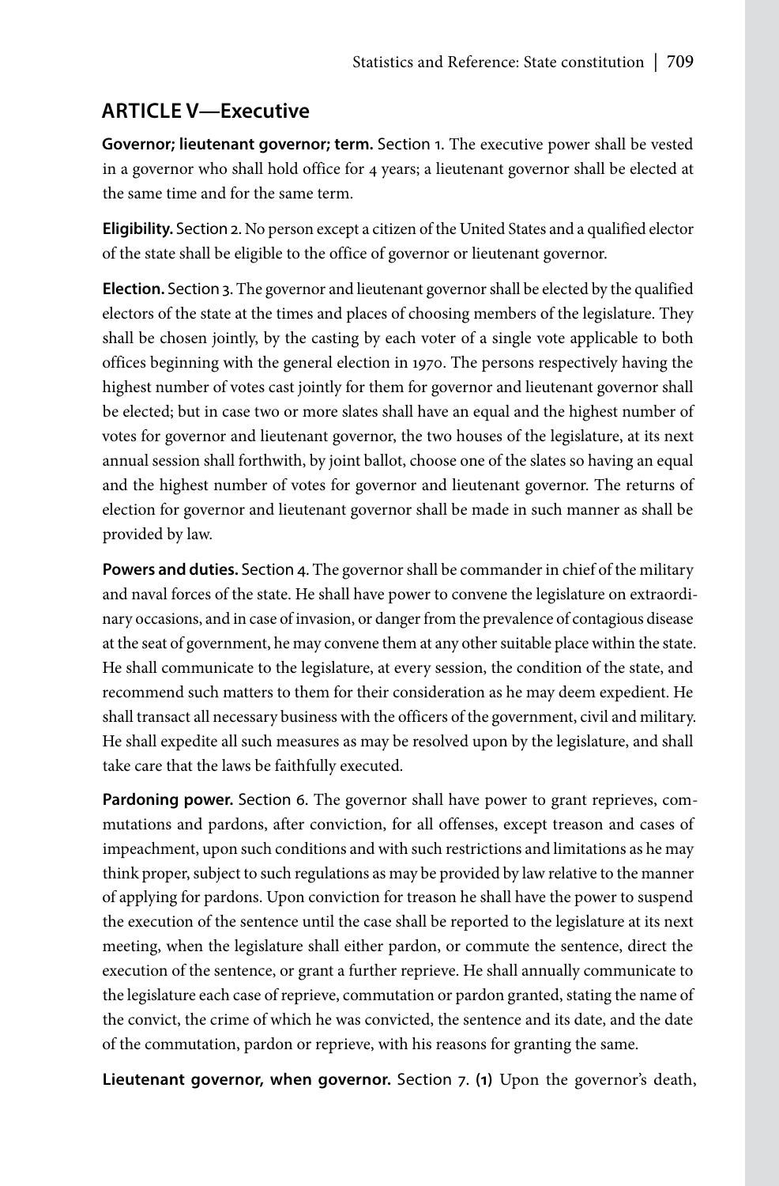## ARTICLE V—Executive

**Governor; lieutenant governor; term.** Section 1. The executive power shall be vested in a governor who shall hold office for 4 years; a lieutenant governor shall be elected at the same time and for the same term.

**Eligibility.** Section 2. No person except a citizen of the United States and a qualified elector of the state shall be eligible to the office of governor or lieutenant governor.

**Election.** Section 3. The governor and lieutenant governor shall be elected by the qualified electors of the state at the times and places of choosing members of the legislature. They shall be chosen jointly, by the casting by each voter of a single vote applicable to both offices beginning with the general election in 1970. The persons respectively having the highest number of votes cast jointly for them for governor and lieutenant governor shall be elected; but in case two or more slates shall have an equal and the highest number of votes for governor and lieutenant governor, the two houses of the legislature, at its next annual session shall forthwith, by joint ballot, choose one of the slates so having an equal and the highest number of votes for governor and lieutenant governor. The returns of election for governor and lieutenant governor shall be made in such manner as shall be provided by law.

**Powers and duties.** Section 4. The governor shall be commander in chief of the military and naval forces of the state. He shall have power to convene the legislature on extraordinary occasions, and in case of invasion, or danger from the prevalence of contagious disease at the seat of government, he may convene them at any other suitable place within the state. He shall communicate to the legislature, at every session, the condition of the state, and recommend such matters to them for their consideration as he may deem expedient. He shall transact all necessary business with the officers of the government, civil and military. He shall expedite all such measures as may be resolved upon by the legislature, and shall take care that the laws be faithfully executed.

**Pardoning power.** Section 6. The governor shall have power to grant reprieves, commutations and pardons, after conviction, for all offenses, except treason and cases of impeachment, upon such conditions and with such restrictions and limitations as he may think proper, subject to such regulations as may be provided by law relative to the manner of applying for pardons. Upon conviction for treason he shall have the power to suspend the execution of the sentence until the case shall be reported to the legislature at its next meeting, when the legislature shall either pardon, or commute the sentence, direct the execution of the sentence, or grant a further reprieve. He shall annually communicate to the legislature each case of reprieve, commutation or pardon granted, stating the name of the convict, the crime of which he was convicted, the sentence and its date, and the date of the commutation, pardon or reprieve, with his reasons for granting the same.

**Lieutenant governor, when governor.** Section 7. **(1)** Upon the governor's death,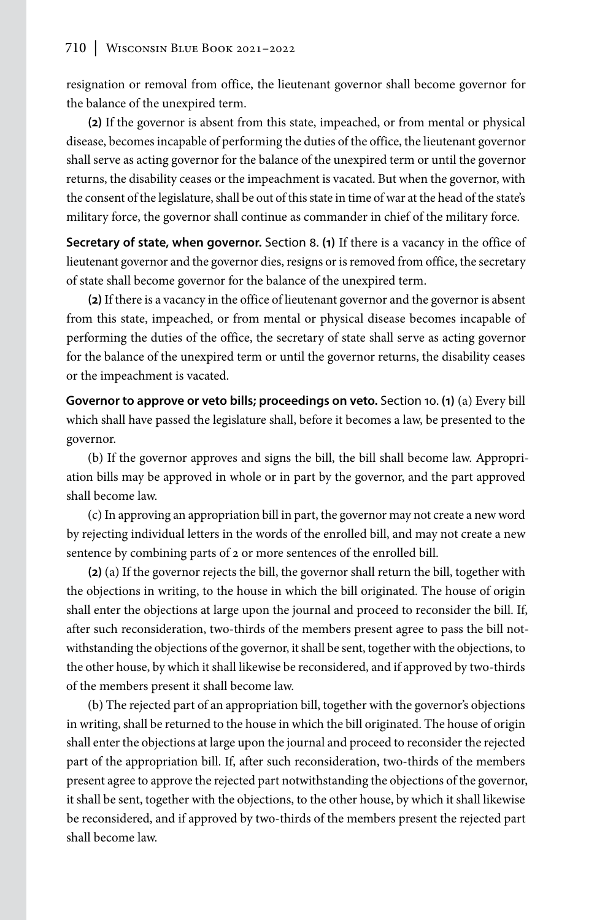resignation or removal from office, the lieutenant governor shall become governor for the balance of the unexpired term.

**(2)** If the governor is absent from this state, impeached, or from mental or physical disease, becomes incapable of performing the duties of the office, the lieutenant governor shall serve as acting governor for the balance of the unexpired term or until the governor returns, the disability ceases or the impeachment is vacated. But when the governor, with the consent of the legislature, shall be out of this state in time of war at the head of the state's military force, the governor shall continue as commander in chief of the military force.

**Secretary of state, when governor.** Section 8. **(1)** If there is a vacancy in the office of lieutenant governor and the governor dies, resigns or is removed from office, the secretary of state shall become governor for the balance of the unexpired term.

**(2)** If there is a vacancy in the office of lieutenant governor and the governor is absent from this state, impeached, or from mental or physical disease becomes incapable of performing the duties of the office, the secretary of state shall serve as acting governor for the balance of the unexpired term or until the governor returns, the disability ceases or the impeachment is vacated.

**Governor to approve or veto bills; proceedings on veto.** Section 10. **(1)** (a) Every bill which shall have passed the legislature shall, before it becomes a law, be presented to the governor.

(b) If the governor approves and signs the bill, the bill shall become law. Appropriation bills may be approved in whole or in part by the governor, and the part approved shall become law.

(c) In approving an appropriation bill in part, the governor may not create a new word by rejecting individual letters in the words of the enrolled bill, and may not create a new sentence by combining parts of 2 or more sentences of the enrolled bill.

**(2)** (a) If the governor rejects the bill, the governor shall return the bill, together with the objections in writing, to the house in which the bill originated. The house of origin shall enter the objections at large upon the journal and proceed to reconsider the bill. If, after such reconsideration, two-thirds of the members present agree to pass the bill notwithstanding the objections of the governor, it shall be sent, together with the objections, to the other house, by which it shall likewise be reconsidered, and if approved by two-thirds of the members present it shall become law.

(b) The rejected part of an appropriation bill, together with the governor's objections in writing, shall be returned to the house in which the bill originated. The house of origin shall enter the objections at large upon the journal and proceed to reconsider the rejected part of the appropriation bill. If, after such reconsideration, two-thirds of the members present agree to approve the rejected part notwithstanding the objections of the governor, it shall be sent, together with the objections, to the other house, by which it shall likewise be reconsidered, and if approved by two-thirds of the members present the rejected part shall become law.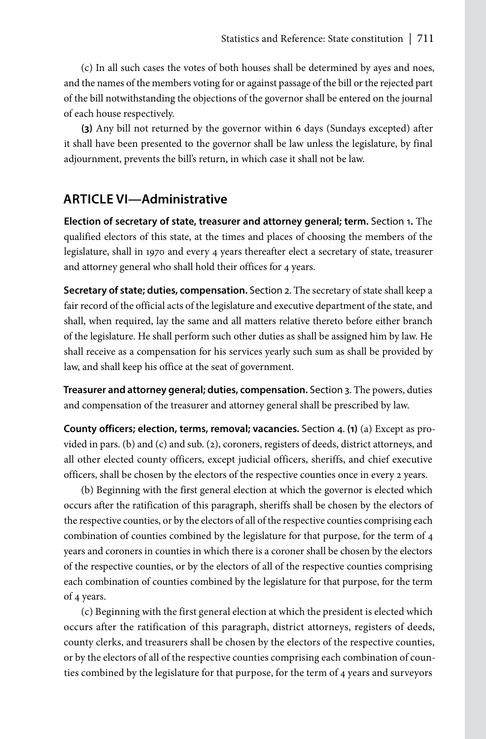(c) In all such cases the votes of both houses shall be determined by ayes and noes, and the names of the members voting for or against passage of the bill or the rejected part of the bill notwithstanding the objections of the governor shall be entered on the journal of each house respectively.

**(3)** Any bill not returned by the governor within 6 days (Sundays excepted) after it shall have been presented to the governor shall be law unless the legislature, by final adjournment, prevents the bill's return, in which case it shall not be law.

## ARTICLE VI—Administrative

**Election of secretary of state, treasurer and attorney general; term.** Section 1. The qualified electors of this state, at the times and places of choosing the members of the legislature, shall in 1970 and every 4 years thereafter elect a secretary of state, treasurer and attorney general who shall hold their offices for 4 years.

**Secretary of state; duties, compensation.** Section 2. The secretary of state shall keep a fair record of the official acts of the legislature and executive department of the state, and shall, when required, lay the same and all matters relative thereto before either branch of the legislature. He shall perform such other duties as shall be assigned him by law. He shall receive as a compensation for his services yearly such sum as shall be provided by law, and shall keep his office at the seat of government.

**Treasurer and attorney general; duties, compensation.** Section 3. The powers, duties and compensation of the treasurer and attorney general shall be prescribed by law.

**County officers; election, terms, removal; vacancies.** Section 4. **(1)** (a) Except as provided in pars. (b) and (c) and sub. (2), coroners, registers of deeds, district attorneys, and all other elected county officers, except judicial officers, sheriffs, and chief executive officers, shall be chosen by the electors of the respective counties once in every 2 years.

(b) Beginning with the first general election at which the governor is elected which occurs after the ratification of this paragraph, sheriffs shall be chosen by the electors of the respective counties, or by the electors of all of the respective counties comprising each combination of counties combined by the legislature for that purpose, for the term of 4 years and coroners in counties in which there is a coroner shall be chosen by the electors of the respective counties, or by the electors of all of the respective counties comprising each combination of counties combined by the legislature for that purpose, for the term of 4 years.

(c) Beginning with the first general election at which the president is elected which occurs after the ratification of this paragraph, district attorneys, registers of deeds, county clerks, and treasurers shall be chosen by the electors of the respective counties, or by the electors of all of the respective counties comprising each combination of counties combined by the legislature for that purpose, for the term of 4 years and surveyors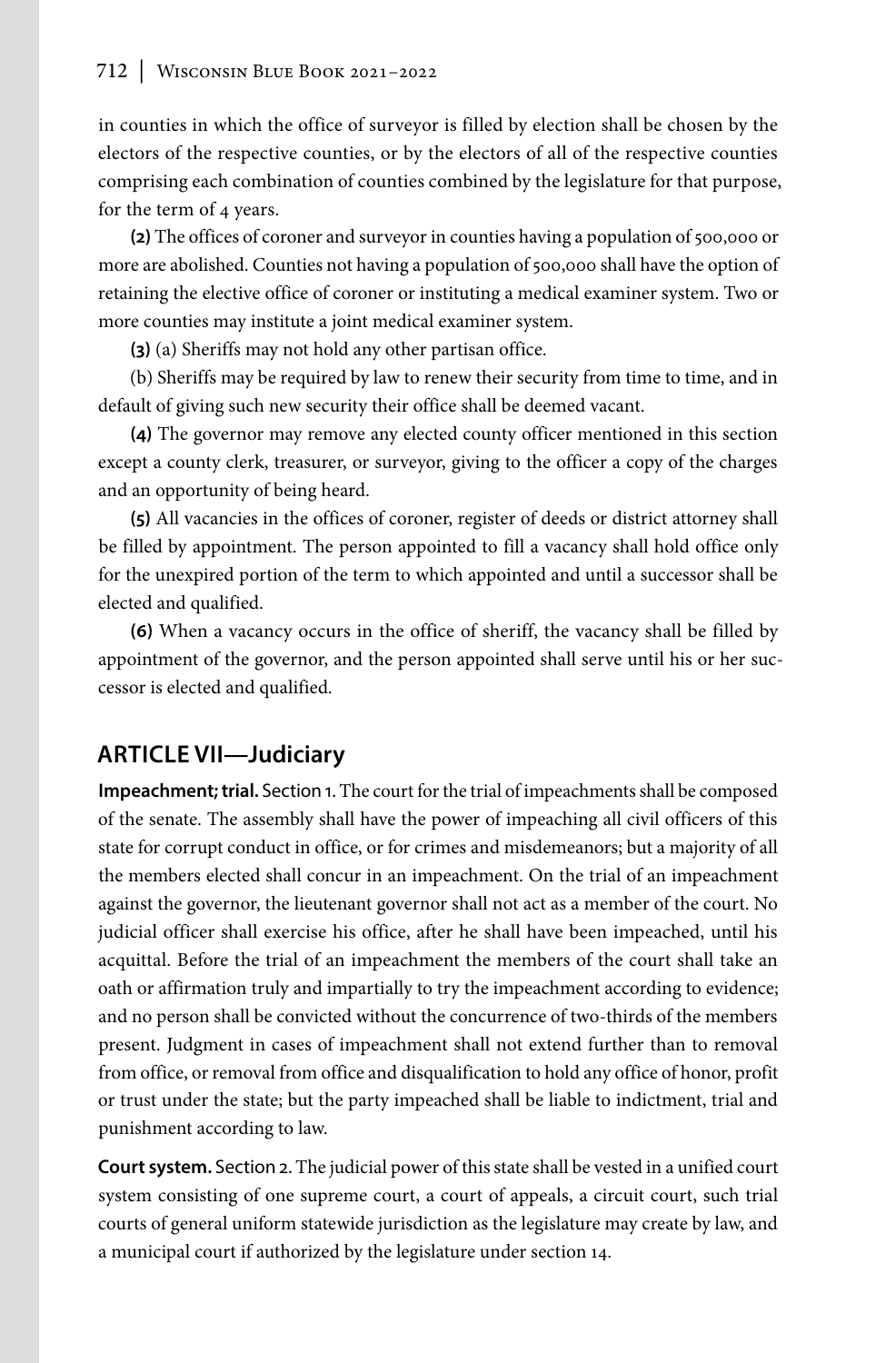in counties in which the office of surveyor is filled by election shall be chosen by the electors of the respective counties, or by the electors of all of the respective counties comprising each combination of counties combined by the legislature for that purpose, for the term of 4 years.

**(2)** The offices of coroner and surveyor in counties having a population of 500,000 or more are abolished. Counties not having a population of 500,000 shall have the option of retaining the elective office of coroner or instituting a medical examiner system. Two or more counties may institute a joint medical examiner system.

**(3)** (a) Sheriffs may not hold any other partisan office.

(b) Sheriffs may be required by law to renew their security from time to time, and in default of giving such new security their office shall be deemed vacant.

**(4)** The governor may remove any elected county officer mentioned in this section except a county clerk, treasurer, or surveyor, giving to the officer a copy of the charges and an opportunity of being heard.

**(5)** All vacancies in the offices of coroner, register of deeds or district attorney shall be filled by appointment. The person appointed to fill a vacancy shall hold office only for the unexpired portion of the term to which appointed and until a successor shall be elected and qualified.

**(6)** When a vacancy occurs in the office of sheriff, the vacancy shall be filled by appointment of the governor, and the person appointed shall serve until his or her successor is elected and qualified.

## ARTICLE VII—Judiciary

**Impeachment; trial.** Section 1. The court for the trial of impeachments shall be composed of the senate. The assembly shall have the power of impeaching all civil officers of this state for corrupt conduct in office, or for crimes and misdemeanors; but a majority of all the members elected shall concur in an impeachment. On the trial of an impeachment against the governor, the lieutenant governor shall not act as a member of the court. No judicial officer shall exercise his office, after he shall have been impeached, until his acquittal. Before the trial of an impeachment the members of the court shall take an oath or affirmation truly and impartially to try the impeachment according to evidence; and no person shall be convicted without the concurrence of two-thirds of the members present. Judgment in cases of impeachment shall not extend further than to removal from office, or removal from office and disqualification to hold any office of honor, profit or trust under the state; but the party impeached shall be liable to indictment, trial and punishment according to law.

**Court system.** Section 2. The judicial power of this state shall be vested in a unified court system consisting of one supreme court, a court of appeals, a circuit court, such trial courts of general uniform statewide jurisdiction as the legislature may create by law, and a municipal court if authorized by the legislature under section 14.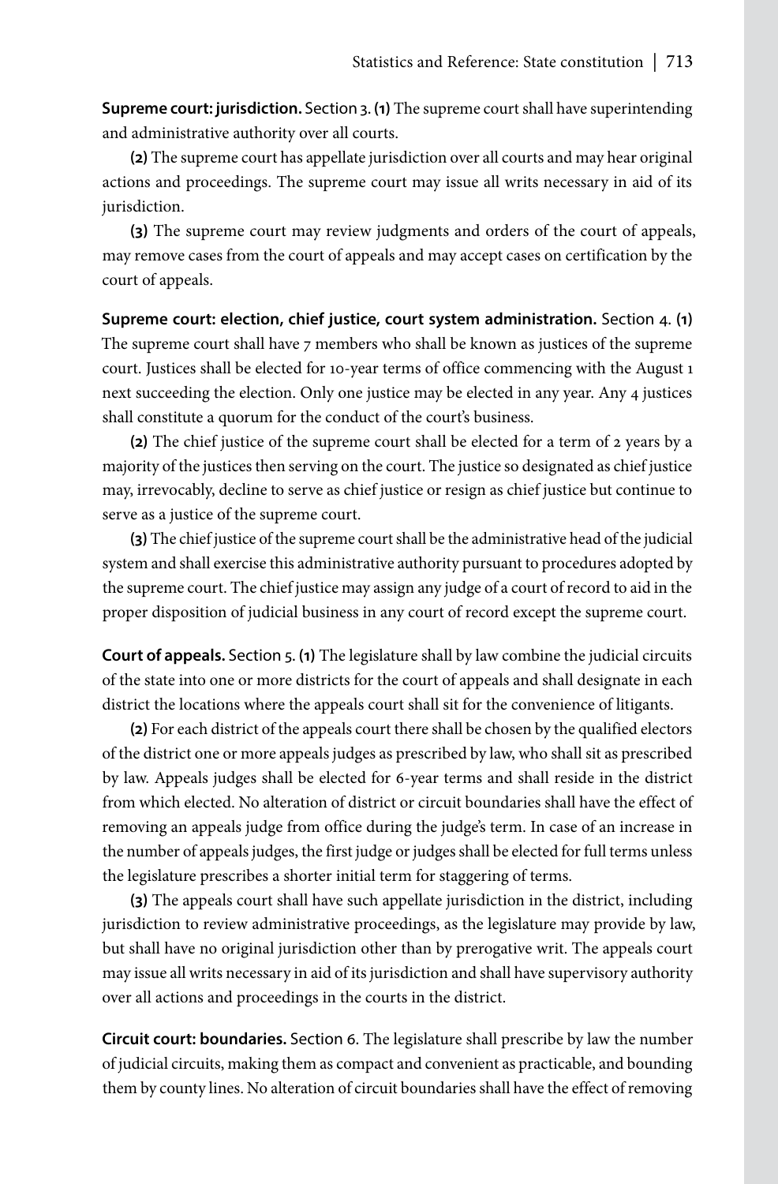**Supreme court: jurisdiction.** Section 3. **(1)** The supreme court shall have superintending and administrative authority over all courts.

**(2)** The supreme court has appellate jurisdiction over all courts and may hear original actions and proceedings. The supreme court may issue all writs necessary in aid of its jurisdiction.

**(3)** The supreme court may review judgments and orders of the court of appeals, may remove cases from the court of appeals and may accept cases on certification by the court of appeals.

**Supreme court: election, chief justice, court system administration.** Section 4. **(1)** The supreme court shall have 7 members who shall be known as justices of the supreme court. Justices shall be elected for 10-year terms of office commencing with the August 1 next succeeding the election. Only one justice may be elected in any year. Any 4 justices shall constitute a quorum for the conduct of the court's business.

**(2)** The chief justice of the supreme court shall be elected for a term of 2 years by a majority of the justices then serving on the court. The justice so designated as chief justice may, irrevocably, decline to serve as chief justice or resign as chief justice but continue to serve as a justice of the supreme court.

**(3)** The chief justice of the supreme court shall be the administrative head of the judicial system and shall exercise this administrative authority pursuant to procedures adopted by the supreme court. The chief justice may assign any judge of a court of record to aid in the proper disposition of judicial business in any court of record except the supreme court.

**Court of appeals.** Section 5. **(1)** The legislature shall by law combine the judicial circuits of the state into one or more districts for the court of appeals and shall designate in each district the locations where the appeals court shall sit for the convenience of litigants.

**(2)** For each district of the appeals court there shall be chosen by the qualified electors of the district one or more appeals judges as prescribed by law, who shall sit as prescribed by law. Appeals judges shall be elected for 6-year terms and shall reside in the district from which elected. No alteration of district or circuit boundaries shall have the effect of removing an appeals judge from office during the judge's term. In case of an increase in the number of appeals judges, the first judge or judges shall be elected for full terms unless the legislature prescribes a shorter initial term for staggering of terms.

**(3)** The appeals court shall have such appellate jurisdiction in the district, including jurisdiction to review administrative proceedings, as the legislature may provide by law, but shall have no original jurisdiction other than by prerogative writ. The appeals court may issue all writs necessary in aid of its jurisdiction and shall have supervisory authority over all actions and proceedings in the courts in the district.

**Circuit court: boundaries.** Section 6. The legislature shall prescribe by law the number of judicial circuits, making them as compact and convenient as practicable, and bounding them by county lines. No alteration of circuit boundaries shall have the effect of removing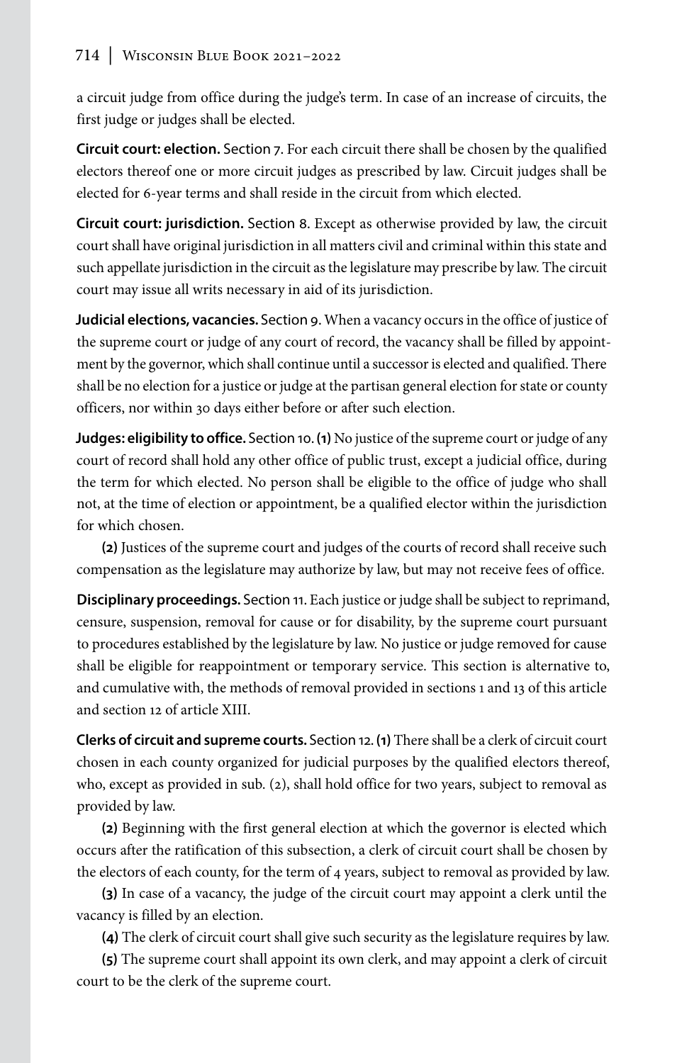a circuit judge from office during the judge's term. In case of an increase of circuits, the first judge or judges shall be elected.

**Circuit court: election.** Section 7. For each circuit there shall be chosen by the qualified electors thereof one or more circuit judges as prescribed by law. Circuit judges shall be elected for 6-year terms and shall reside in the circuit from which elected.

**Circuit court: jurisdiction.** Section 8. Except as otherwise provided by law, the circuit court shall have original jurisdiction in all matters civil and criminal within this state and such appellate jurisdiction in the circuit as the legislature may prescribe by law. The circuit court may issue all writs necessary in aid of its jurisdiction.

**Judicial elections, vacancies.** Section 9. When a vacancy occurs in the office of justice of the supreme court or judge of any court of record, the vacancy shall be filled by appointment by the governor, which shall continue until a successor is elected and qualified. There shall be no election for a justice or judge at the partisan general election for state or county officers, nor within 30 days either before or after such election.

**Judges: eligibility to office.** Section 10. **(1)** No justice of the supreme court or judge of any court of record shall hold any other office of public trust, except a judicial office, during the term for which elected. No person shall be eligible to the office of judge who shall not, at the time of election or appointment, be a qualified elector within the jurisdiction for which chosen.

**(2)** Justices of the supreme court and judges of the courts of record shall receive such compensation as the legislature may authorize by law, but may not receive fees of office.

**Disciplinary proceedings.** Section 11. Each justice or judge shall be subject to reprimand, censure, suspension, removal for cause or for disability, by the supreme court pursuant to procedures established by the legislature by law. No justice or judge removed for cause shall be eligible for reappointment or temporary service. This section is alternative to, and cumulative with, the methods of removal provided in sections 1 and 13 of this article and section 12 of article XIII.

**Clerks of circuit and supreme courts.** Section 12. **(1)** There shall be a clerk of circuit court chosen in each county organized for judicial purposes by the qualified electors thereof, who, except as provided in sub. (2), shall hold office for two years, subject to removal as provided by law.

**(2)** Beginning with the first general election at which the governor is elected which occurs after the ratification of this subsection, a clerk of circuit court shall be chosen by the electors of each county, for the term of 4 years, subject to removal as provided by law.

**(3)** In case of a vacancy, the judge of the circuit court may appoint a clerk until the vacancy is filled by an election.

**(4)** The clerk of circuit court shall give such security as the legislature requires by law.

**(5)** The supreme court shall appoint its own clerk, and may appoint a clerk of circuit court to be the clerk of the supreme court.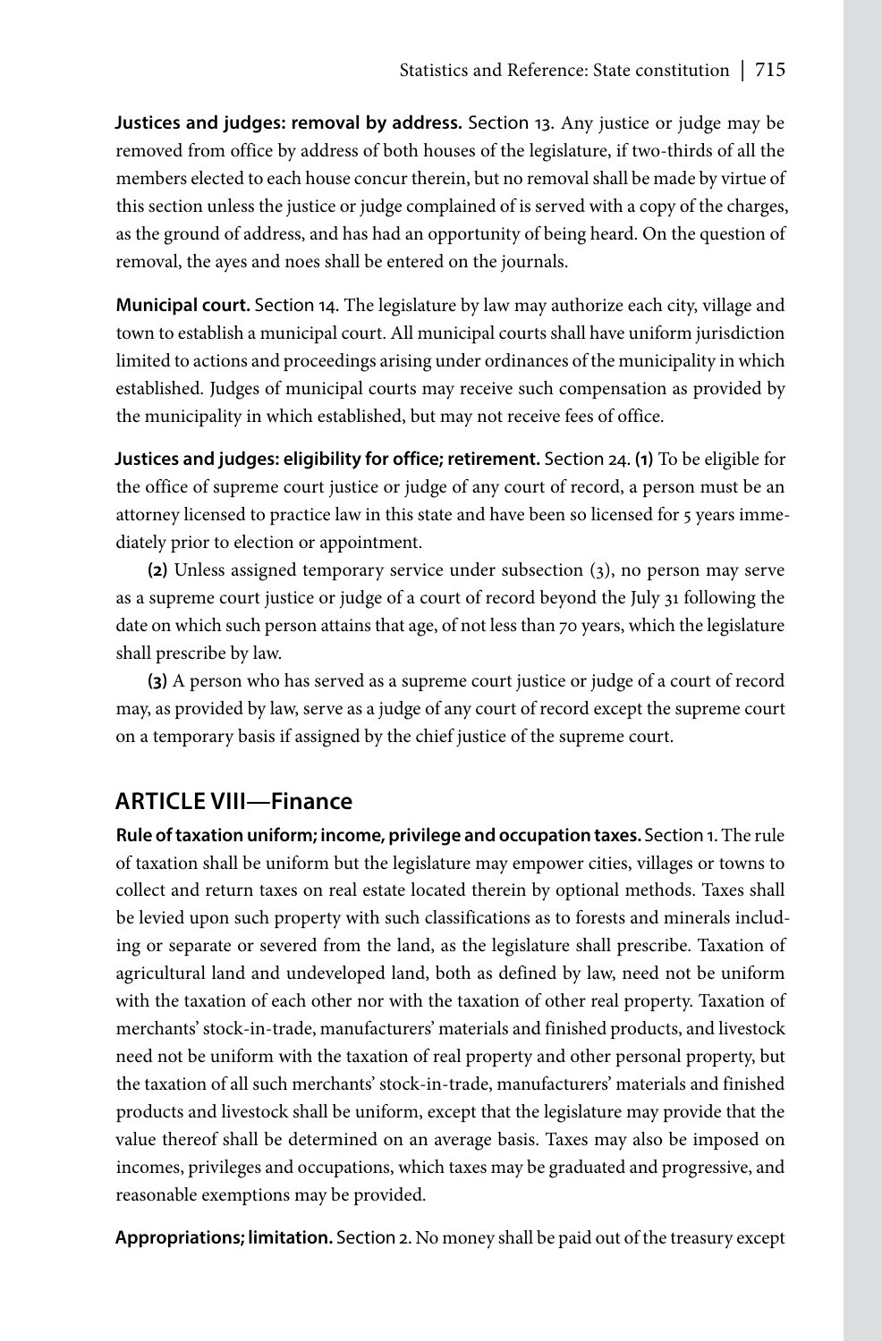**Justices and judges: removal by address.** Section 13. Any justice or judge may be removed from office by address of both houses of the legislature, if two-thirds of all the members elected to each house concur therein, but no removal shall be made by virtue of this section unless the justice or judge complained of is served with a copy of the charges, as the ground of address, and has had an opportunity of being heard. On the question of removal, the ayes and noes shall be entered on the journals.

**Municipal court.** Section 14. The legislature by law may authorize each city, village and town to establish a municipal court. All municipal courts shall have uniform jurisdiction limited to actions and proceedings arising under ordinances of the municipality in which established. Judges of municipal courts may receive such compensation as provided by the municipality in which established, but may not receive fees of office.

**Justices and judges: eligibility for office; retirement.** Section 24. **(1)** To be eligible for the office of supreme court justice or judge of any court of record, a person must be an attorney licensed to practice law in this state and have been so licensed for 5 years immediately prior to election or appointment.

**(2)** Unless assigned temporary service under subsection (3), no person may serve as a supreme court justice or judge of a court of record beyond the July 31 following the date on which such person attains that age, of not less than 70 years, which the legislature shall prescribe by law.

**(3)** A person who has served as a supreme court justice or judge of a court of record may, as provided by law, serve as a judge of any court of record except the supreme court on a temporary basis if assigned by the chief justice of the supreme court.

## ARTICLE VIII—Finance

**Rule of taxation uniform; income, privilege and occupation taxes.** Section 1. The rule of taxation shall be uniform but the legislature may empower cities, villages or towns to collect and return taxes on real estate located therein by optional methods. Taxes shall be levied upon such property with such classifications as to forests and minerals including or separate or severed from the land, as the legislature shall prescribe. Taxation of agricultural land and undeveloped land, both as defined by law, need not be uniform with the taxation of each other nor with the taxation of other real property. Taxation of merchants' stock-in-trade, manufacturers' materials and finished products, and livestock need not be uniform with the taxation of real property and other personal property, but the taxation of all such merchants' stock-in-trade, manufacturers' materials and finished products and livestock shall be uniform, except that the legislature may provide that the value thereof shall be determined on an average basis. Taxes may also be imposed on incomes, privileges and occupations, which taxes may be graduated and progressive, and reasonable exemptions may be provided.

**Appropriations; limitation.** Section 2. No money shall be paid out of the treasury except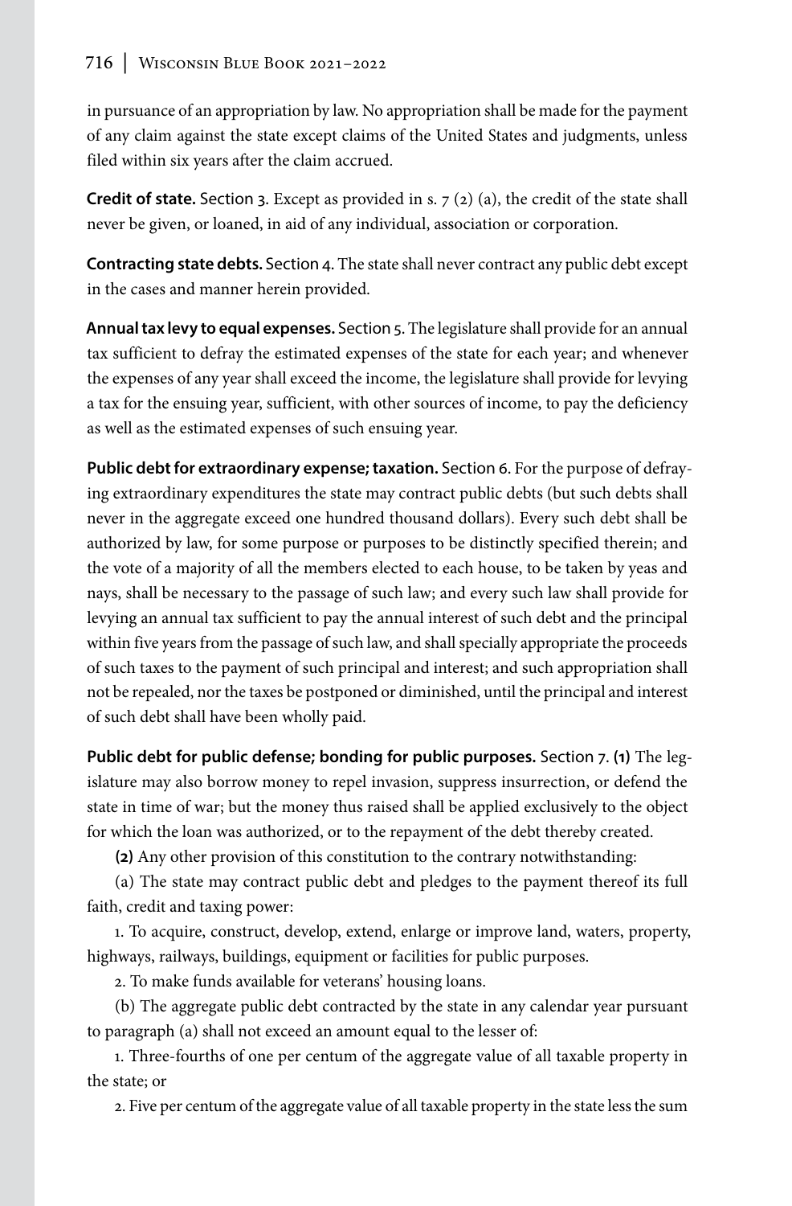in pursuance of an appropriation by law. No appropriation shall be made for the payment of any claim against the state except claims of the United States and judgments, unless filed within six years after the claim accrued.

**Credit of state.** Section 3. Except as provided in s. 7 (2) (a), the credit of the state shall never be given, or loaned, in aid of any individual, association or corporation.

**Contracting state debts.** Section 4. The state shall never contract any public debt except in the cases and manner herein provided.

**Annual tax levy to equal expenses.** Section 5. The legislature shall provide for an annual tax sufficient to defray the estimated expenses of the state for each year; and whenever the expenses of any year shall exceed the income, the legislature shall provide for levying a tax for the ensuing year, sufficient, with other sources of income, to pay the deficiency as well as the estimated expenses of such ensuing year.

**Public debt for extraordinary expense; taxation.** Section 6. For the purpose of defraying extraordinary expenditures the state may contract public debts (but such debts shall never in the aggregate exceed one hundred thousand dollars). Every such debt shall be authorized by law, for some purpose or purposes to be distinctly specified therein; and the vote of a majority of all the members elected to each house, to be taken by yeas and nays, shall be necessary to the passage of such law; and every such law shall provide for levying an annual tax sufficient to pay the annual interest of such debt and the principal within five years from the passage of such law, and shall specially appropriate the proceeds of such taxes to the payment of such principal and interest; and such appropriation shall not be repealed, nor the taxes be postponed or diminished, until the principal and interest of such debt shall have been wholly paid.

**Public debt for public defense; bonding for public purposes.** Section 7. **(1)** The legislature may also borrow money to repel invasion, suppress insurrection, or defend the state in time of war; but the money thus raised shall be applied exclusively to the object for which the loan was authorized, or to the repayment of the debt thereby created.

**(2)** Any other provision of this constitution to the contrary notwithstanding:

(a) The state may contract public debt and pledges to the payment thereof its full faith, credit and taxing power:

1. To acquire, construct, develop, extend, enlarge or improve land, waters, property, highways, railways, buildings, equipment or facilities for public purposes.

2. To make funds available for veterans' housing loans.

(b) The aggregate public debt contracted by the state in any calendar year pursuant to paragraph (a) shall not exceed an amount equal to the lesser of:

1. Three-fourths of one per centum of the aggregate value of all taxable property in the state; or

2. Five per centum of the aggregate value of all taxable property in the state less the sum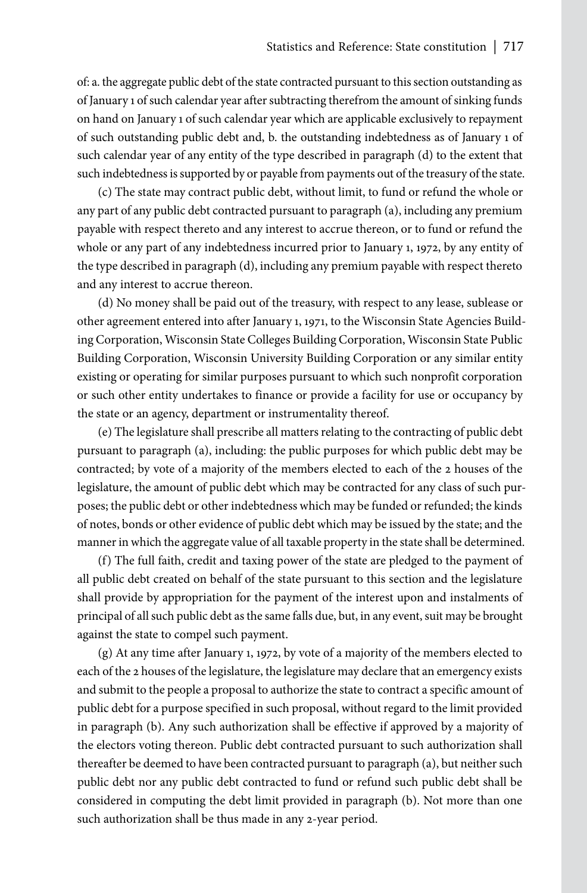of: a. the aggregate public debt of the state contracted pursuant to this section outstanding as of January 1 of such calendar year after subtracting therefrom the amount of sinking funds on hand on January 1 of such calendar year which are applicable exclusively to repayment of such outstanding public debt and, b. the outstanding indebtedness as of January 1 of such calendar year of any entity of the type described in paragraph (d) to the extent that such indebtedness is supported by or payable from payments out of the treasury of the state.

(c) The state may contract public debt, without limit, to fund or refund the whole or any part of any public debt contracted pursuant to paragraph (a), including any premium payable with respect thereto and any interest to accrue thereon, or to fund or refund the whole or any part of any indebtedness incurred prior to January 1, 1972, by any entity of the type described in paragraph (d), including any premium payable with respect thereto and any interest to accrue thereon.

(d) No money shall be paid out of the treasury, with respect to any lease, sublease or other agreement entered into after January 1, 1971, to the Wisconsin State Agencies Building Corporation, Wisconsin State Colleges Building Corporation, Wisconsin State Public Building Corporation, Wisconsin University Building Corporation or any similar entity existing or operating for similar purposes pursuant to which such nonprofit corporation or such other entity undertakes to finance or provide a facility for use or occupancy by the state or an agency, department or instrumentality thereof.

(e) The legislature shall prescribe all matters relating to the contracting of public debt pursuant to paragraph (a), including: the public purposes for which public debt may be contracted; by vote of a majority of the members elected to each of the 2 houses of the legislature, the amount of public debt which may be contracted for any class of such purposes; the public debt or other indebtedness which may be funded or refunded; the kinds of notes, bonds or other evidence of public debt which may be issued by the state; and the manner in which the aggregate value of all taxable property in the state shall be determined.

(f) The full faith, credit and taxing power of the state are pledged to the payment of all public debt created on behalf of the state pursuant to this section and the legislature shall provide by appropriation for the payment of the interest upon and instalments of principal of all such public debt as the same falls due, but, in any event, suit may be brought against the state to compel such payment.

(g) At any time after January 1, 1972, by vote of a majority of the members elected to each of the 2 houses of the legislature, the legislature may declare that an emergency exists and submit to the people a proposal to authorize the state to contract a specific amount of public debt for a purpose specified in such proposal, without regard to the limit provided in paragraph (b). Any such authorization shall be effective if approved by a majority of the electors voting thereon. Public debt contracted pursuant to such authorization shall thereafter be deemed to have been contracted pursuant to paragraph (a), but neither such public debt nor any public debt contracted to fund or refund such public debt shall be considered in computing the debt limit provided in paragraph (b). Not more than one such authorization shall be thus made in any 2-year period.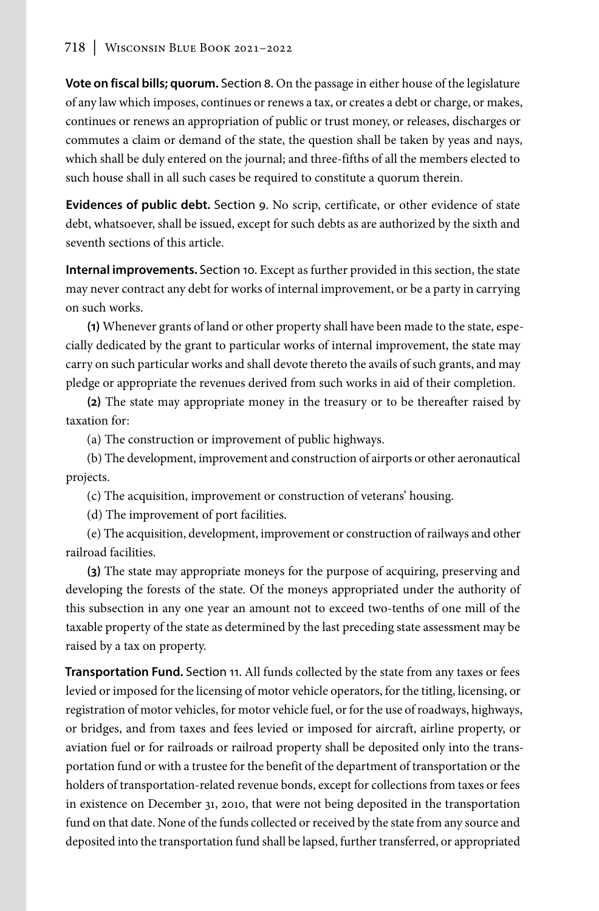**Vote on fiscal bills; quorum.** Section 8. On the passage in either house of the legislature of any law which imposes, continues or renews a tax, or creates a debt or charge, or makes, continues or renews an appropriation of public or trust money, or releases, discharges or commutes a claim or demand of the state, the question shall be taken by yeas and nays, which shall be duly entered on the journal; and three-fifths of all the members elected to such house shall in all such cases be required to constitute a quorum therein.

**Evidences of public debt.** Section 9. No scrip, certificate, or other evidence of state debt, whatsoever, shall be issued, except for such debts as are authorized by the sixth and seventh sections of this article.

**Internal improvements.** Section 10. Except as further provided in this section, the state may never contract any debt for works of internal improvement, or be a party in carrying on such works.

**(1)** Whenever grants of land or other property shall have been made to the state, especially dedicated by the grant to particular works of internal improvement, the state may carry on such particular works and shall devote thereto the avails of such grants, and may pledge or appropriate the revenues derived from such works in aid of their completion.

**(2)** The state may appropriate money in the treasury or to be thereafter raised by taxation for:

(a) The construction or improvement of public highways.

(b) The development, improvement and construction of airports or other aeronautical projects.

(c) The acquisition, improvement or construction of veterans' housing.

(d) The improvement of port facilities.

(e) The acquisition, development, improvement or construction of railways and other railroad facilities.

**(3)** The state may appropriate moneys for the purpose of acquiring, preserving and developing the forests of the state. Of the moneys appropriated under the authority of this subsection in any one year an amount not to exceed two-tenths of one mill of the taxable property of the state as determined by the last preceding state assessment may be raised by a tax on property.

**Transportation Fund.** Section 11. All funds collected by the state from any taxes or fees levied or imposed for the licensing of motor vehicle operators, for the titling, licensing, or registration of motor vehicles, for motor vehicle fuel, or for the use of roadways, highways, or bridges, and from taxes and fees levied or imposed for aircraft, airline property, or aviation fuel or for railroads or railroad property shall be deposited only into the transportation fund or with a trustee for the benefit of the department of transportation or the holders of transportation-related revenue bonds, except for collections from taxes or fees in existence on December 31, 2010, that were not being deposited in the transportation fund on that date. None of the funds collected or received by the state from any source and deposited into the transportation fund shall be lapsed, further transferred, or appropriated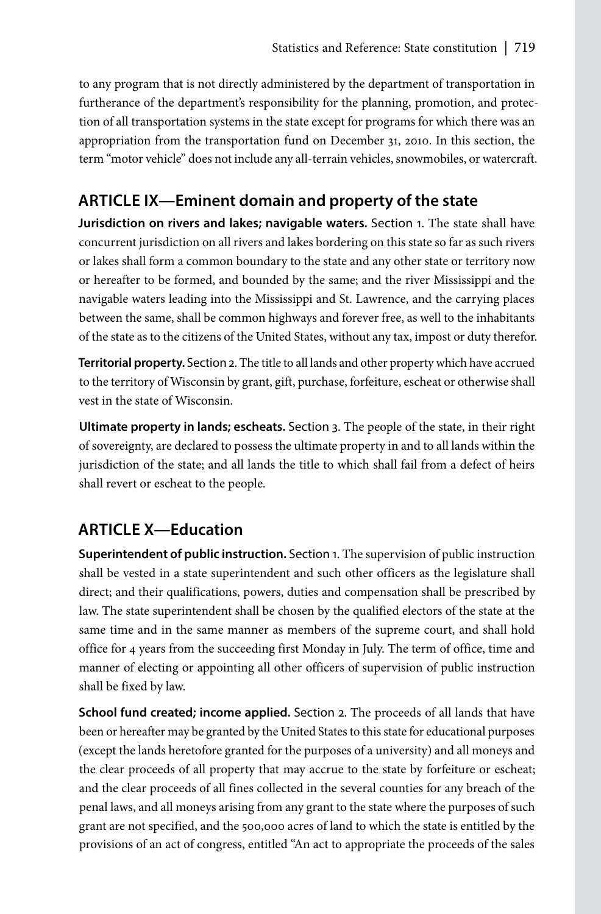to any program that is not directly administered by the department of transportation in furtherance of the department's responsibility for the planning, promotion, and protection of all transportation systems in the state except for programs for which there was an appropriation from the transportation fund on December 31, 2010. In this section, the term "motor vehicle" does not include any all-terrain vehicles, snowmobiles, or watercraft.

## ARTICLE IX—Eminent domain and property of the state

**Jurisdiction on rivers and lakes; navigable waters.** Section 1. The state shall have concurrent jurisdiction on all rivers and lakes bordering on this state so far as such rivers or lakes shall form a common boundary to the state and any other state or territory now or hereafter to be formed, and bounded by the same; and the river Mississippi and the navigable waters leading into the Mississippi and St. Lawrence, and the carrying places between the same, shall be common highways and forever free, as well to the inhabitants of the state as to the citizens of the United States, without any tax, impost or duty therefor.

**Territorial property.** Section 2. The title to all lands and other property which have accrued to the territory of Wisconsin by grant, gift, purchase, forfeiture, escheat or otherwise shall vest in the state of Wisconsin.

**Ultimate property in lands; escheats.** Section 3. The people of the state, in their right of sovereignty, are declared to possess the ultimate property in and to all lands within the jurisdiction of the state; and all lands the title to which shall fail from a defect of heirs shall revert or escheat to the people.

## ARTICLE X—Education

**Superintendent of public instruction.** Section 1. The supervision of public instruction shall be vested in a state superintendent and such other officers as the legislature shall direct; and their qualifications, powers, duties and compensation shall be prescribed by law. The state superintendent shall be chosen by the qualified electors of the state at the same time and in the same manner as members of the supreme court, and shall hold office for 4 years from the succeeding first Monday in July. The term of office, time and manner of electing or appointing all other officers of supervision of public instruction shall be fixed by law.

**School fund created; income applied.** Section 2. The proceeds of all lands that have been or hereafter may be granted by the United States to this state for educational purposes (except the lands heretofore granted for the purposes of a university) and all moneys and the clear proceeds of all property that may accrue to the state by forfeiture or escheat; and the clear proceeds of all fines collected in the several counties for any breach of the penal laws, and all moneys arising from any grant to the state where the purposes of such grant are not specified, and the 500,000 acres of land to which the state is entitled by the provisions of an act of congress, entitled "An act to appropriate the proceeds of the sales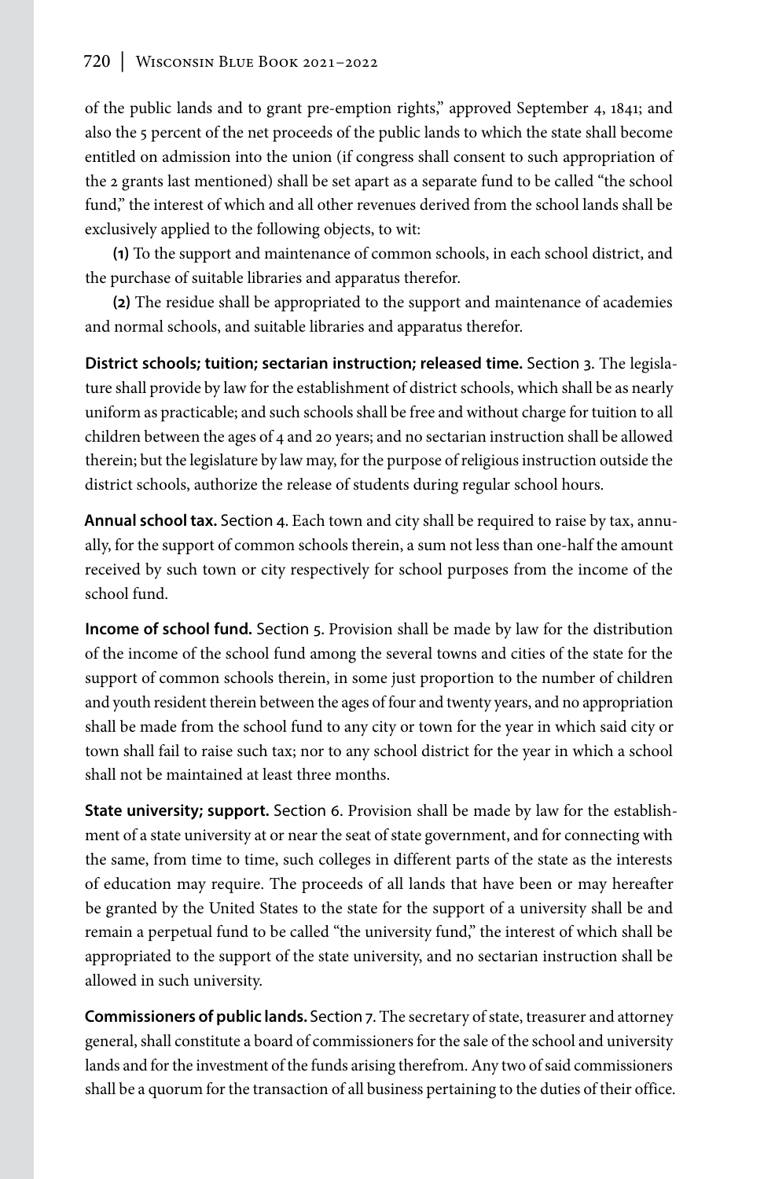of the public lands and to grant pre-emption rights," approved September 4, 1841; and also the 5 percent of the net proceeds of the public lands to which the state shall become entitled on admission into the union (if congress shall consent to such appropriation of the 2 grants last mentioned) shall be set apart as a separate fund to be called "the school fund," the interest of which and all other revenues derived from the school lands shall be exclusively applied to the following objects, to wit:

**(1)** To the support and maintenance of common schools, in each school district, and the purchase of suitable libraries and apparatus therefor.

**(2)** The residue shall be appropriated to the support and maintenance of academies and normal schools, and suitable libraries and apparatus therefor.

**District schools; tuition; sectarian instruction; released time.** Section 3. The legislature shall provide by law for the establishment of district schools, which shall be as nearly uniform as practicable; and such schools shall be free and without charge for tuition to all children between the ages of 4 and 20 years; and no sectarian instruction shall be allowed therein; but the legislature by law may, for the purpose of religious instruction outside the district schools, authorize the release of students during regular school hours.

**Annual school tax.** Section 4. Each town and city shall be required to raise by tax, annually, for the support of common schools therein, a sum not less than one-half the amount received by such town or city respectively for school purposes from the income of the school fund.

**Income of school fund.** Section 5. Provision shall be made by law for the distribution of the income of the school fund among the several towns and cities of the state for the support of common schools therein, in some just proportion to the number of children and youth resident therein between the ages of four and twenty years, and no appropriation shall be made from the school fund to any city or town for the year in which said city or town shall fail to raise such tax; nor to any school district for the year in which a school shall not be maintained at least three months.

**State university; support.** Section 6. Provision shall be made by law for the establishment of a state university at or near the seat of state government, and for connecting with the same, from time to time, such colleges in different parts of the state as the interests of education may require. The proceeds of all lands that have been or may hereafter be granted by the United States to the state for the support of a university shall be and remain a perpetual fund to be called "the university fund," the interest of which shall be appropriated to the support of the state university, and no sectarian instruction shall be allowed in such university.

**Commissioners of public lands.** Section 7. The secretary of state, treasurer and attorney general, shall constitute a board of commissioners for the sale of the school and university lands and for the investment of the funds arising therefrom. Any two of said commissioners shall be a quorum for the transaction of all business pertaining to the duties of their office.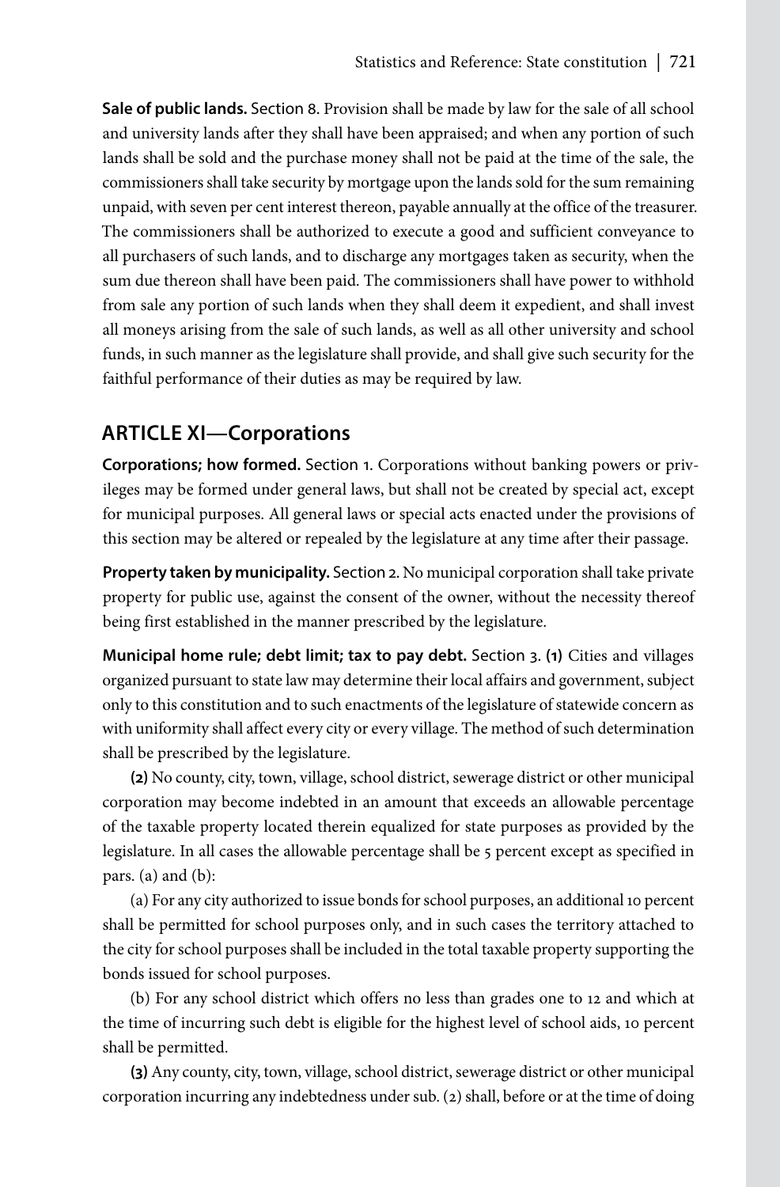**Sale of public lands.** Section 8. Provision shall be made by law for the sale of all school and university lands after they shall have been appraised; and when any portion of such lands shall be sold and the purchase money shall not be paid at the time of the sale, the commissioners shall take security by mortgage upon the lands sold for the sum remaining unpaid, with seven per cent interest thereon, payable annually at the office of the treasurer. The commissioners shall be authorized to execute a good and sufficient conveyance to all purchasers of such lands, and to discharge any mortgages taken as security, when the sum due thereon shall have been paid. The commissioners shall have power to withhold from sale any portion of such lands when they shall deem it expedient, and shall invest all moneys arising from the sale of such lands, as well as all other university and school funds, in such manner as the legislature shall provide, and shall give such security for the faithful performance of their duties as may be required by law.

## ARTICLE XI—Corporations

**Corporations; how formed.** Section 1. Corporations without banking powers or privileges may be formed under general laws, but shall not be created by special act, except for municipal purposes. All general laws or special acts enacted under the provisions of this section may be altered or repealed by the legislature at any time after their passage.

**Property taken by municipality.** Section 2. No municipal corporation shall take private property for public use, against the consent of the owner, without the necessity thereof being first established in the manner prescribed by the legislature.

**Municipal home rule; debt limit; tax to pay debt.** Section 3. **(1)** Cities and villages organized pursuant to state law may determine their local affairs and government, subject only to this constitution and to such enactments of the legislature of statewide concern as with uniformity shall affect every city or every village. The method of such determination shall be prescribed by the legislature.

**(2)** No county, city, town, village, school district, sewerage district or other municipal corporation may become indebted in an amount that exceeds an allowable percentage of the taxable property located therein equalized for state purposes as provided by the legislature. In all cases the allowable percentage shall be 5 percent except as specified in pars. (a) and (b):

(a) For any city authorized to issue bonds for school purposes, an additional 10 percent shall be permitted for school purposes only, and in such cases the territory attached to the city for school purposes shall be included in the total taxable property supporting the bonds issued for school purposes.

(b) For any school district which offers no less than grades one to 12 and which at the time of incurring such debt is eligible for the highest level of school aids, 10 percent shall be permitted.

**(3)** Any county, city, town, village, school district, sewerage district or other municipal corporation incurring any indebtedness under sub. (2) shall, before or at the time of doing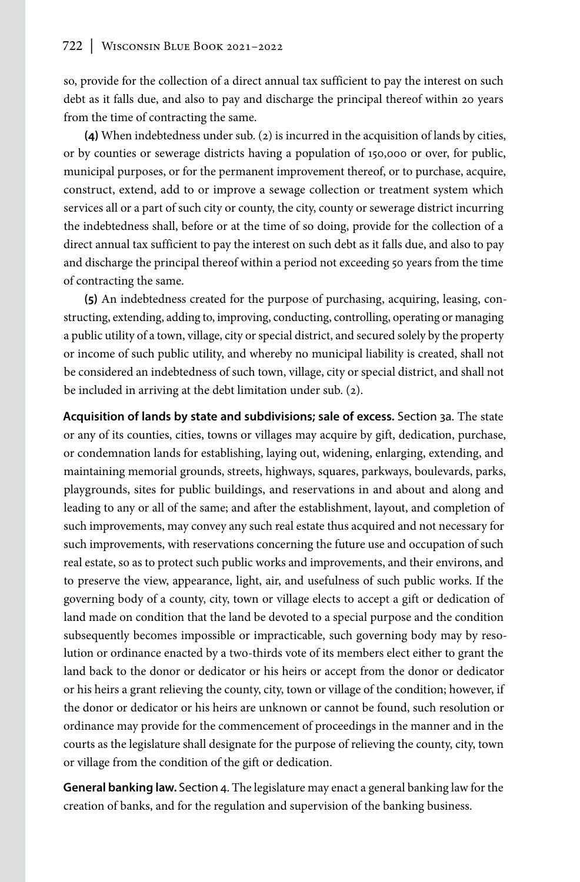so, provide for the collection of a direct annual tax sufficient to pay the interest on such debt as it falls due, and also to pay and discharge the principal thereof within 20 years from the time of contracting the same.

**(4)** When indebtedness under sub. (2) is incurred in the acquisition of lands by cities, or by counties or sewerage districts having a population of 150,000 or over, for public, municipal purposes, or for the permanent improvement thereof, or to purchase, acquire, construct, extend, add to or improve a sewage collection or treatment system which services all or a part of such city or county, the city, county or sewerage district incurring the indebtedness shall, before or at the time of so doing, provide for the collection of a direct annual tax sufficient to pay the interest on such debt as it falls due, and also to pay and discharge the principal thereof within a period not exceeding 50 years from the time of contracting the same.

**(5)** An indebtedness created for the purpose of purchasing, acquiring, leasing, constructing, extending, adding to, improving, conducting, controlling, operating or managing a public utility of a town, village, city or special district, and secured solely by the property or income of such public utility, and whereby no municipal liability is created, shall not be considered an indebtedness of such town, village, city or special district, and shall not be included in arriving at the debt limitation under sub. (2).

**Acquisition of lands by state and subdivisions; sale of excess.** Section 3a. The state or any of its counties, cities, towns or villages may acquire by gift, dedication, purchase, or condemnation lands for establishing, laying out, widening, enlarging, extending, and maintaining memorial grounds, streets, highways, squares, parkways, boulevards, parks, playgrounds, sites for public buildings, and reservations in and about and along and leading to any or all of the same; and after the establishment, layout, and completion of such improvements, may convey any such real estate thus acquired and not necessary for such improvements, with reservations concerning the future use and occupation of such real estate, so as to protect such public works and improvements, and their environs, and to preserve the view, appearance, light, air, and usefulness of such public works. If the governing body of a county, city, town or village elects to accept a gift or dedication of land made on condition that the land be devoted to a special purpose and the condition subsequently becomes impossible or impracticable, such governing body may by resolution or ordinance enacted by a two-thirds vote of its members elect either to grant the land back to the donor or dedicator or his heirs or accept from the donor or dedicator or his heirs a grant relieving the county, city, town or village of the condition; however, if the donor or dedicator or his heirs are unknown or cannot be found, such resolution or ordinance may provide for the commencement of proceedings in the manner and in the courts as the legislature shall designate for the purpose of relieving the county, city, town or village from the condition of the gift or dedication.

**General banking law.** Section 4. The legislature may enact a general banking law for the creation of banks, and for the regulation and supervision of the banking business.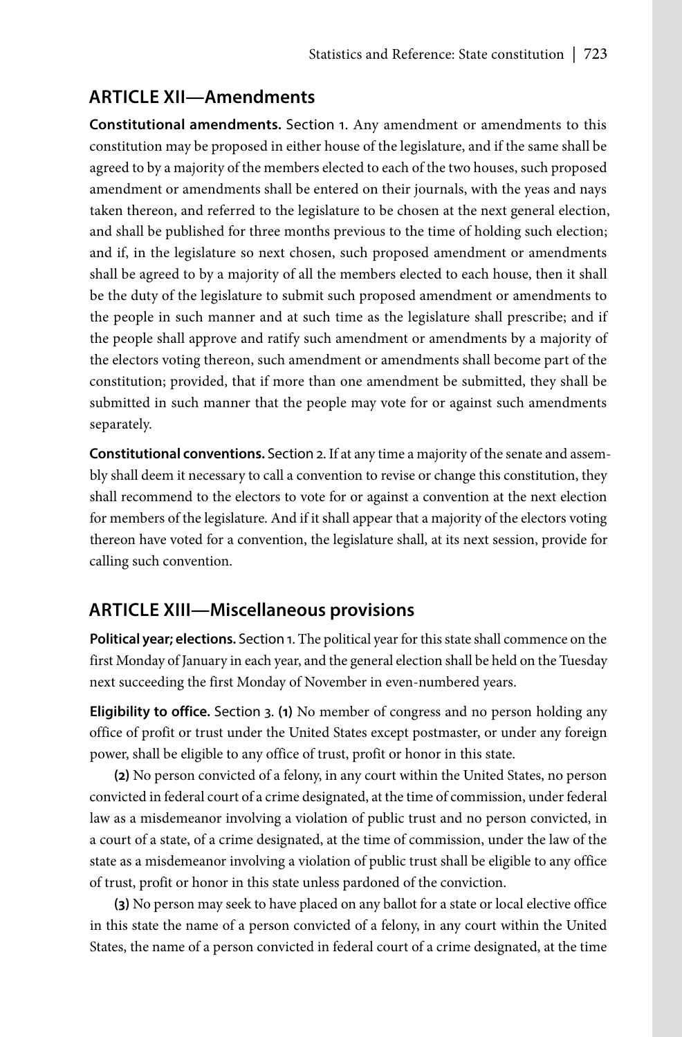## ARTICLE XII—Amendments

**Constitutional amendments.** Section 1. Any amendment or amendments to this constitution may be proposed in either house of the legislature, and if the same shall be agreed to by a majority of the members elected to each of the two houses, such proposed amendment or amendments shall be entered on their journals, with the yeas and nays taken thereon, and referred to the legislature to be chosen at the next general election, and shall be published for three months previous to the time of holding such election; and if, in the legislature so next chosen, such proposed amendment or amendments shall be agreed to by a majority of all the members elected to each house, then it shall be the duty of the legislature to submit such proposed amendment or amendments to the people in such manner and at such time as the legislature shall prescribe; and if the people shall approve and ratify such amendment or amendments by a majority of the electors voting thereon, such amendment or amendments shall become part of the constitution; provided, that if more than one amendment be submitted, they shall be submitted in such manner that the people may vote for or against such amendments separately.

**Constitutional conventions.** Section 2. If at any time a majority of the senate and assembly shall deem it necessary to call a convention to revise or change this constitution, they shall recommend to the electors to vote for or against a convention at the next election for members of the legislature. And if it shall appear that a majority of the electors voting thereon have voted for a convention, the legislature shall, at its next session, provide for calling such convention.

## ARTICLE XIII—Miscellaneous provisions

**Political year; elections.** Section 1. The political year for this state shall commence on the first Monday of January in each year, and the general election shall be held on the Tuesday next succeeding the first Monday of November in even-numbered years.

**Eligibility to office.** Section 3. **(1)** No member of congress and no person holding any office of profit or trust under the United States except postmaster, or under any foreign power, shall be eligible to any office of trust, profit or honor in this state.

**(2)** No person convicted of a felony, in any court within the United States, no person convicted in federal court of a crime designated, at the time of commission, under federal law as a misdemeanor involving a violation of public trust and no person convicted, in a court of a state, of a crime designated, at the time of commission, under the law of the state as a misdemeanor involving a violation of public trust shall be eligible to any office of trust, profit or honor in this state unless pardoned of the conviction.

**(3)** No person may seek to have placed on any ballot for a state or local elective office in this state the name of a person convicted of a felony, in any court within the United States, the name of a person convicted in federal court of a crime designated, at the time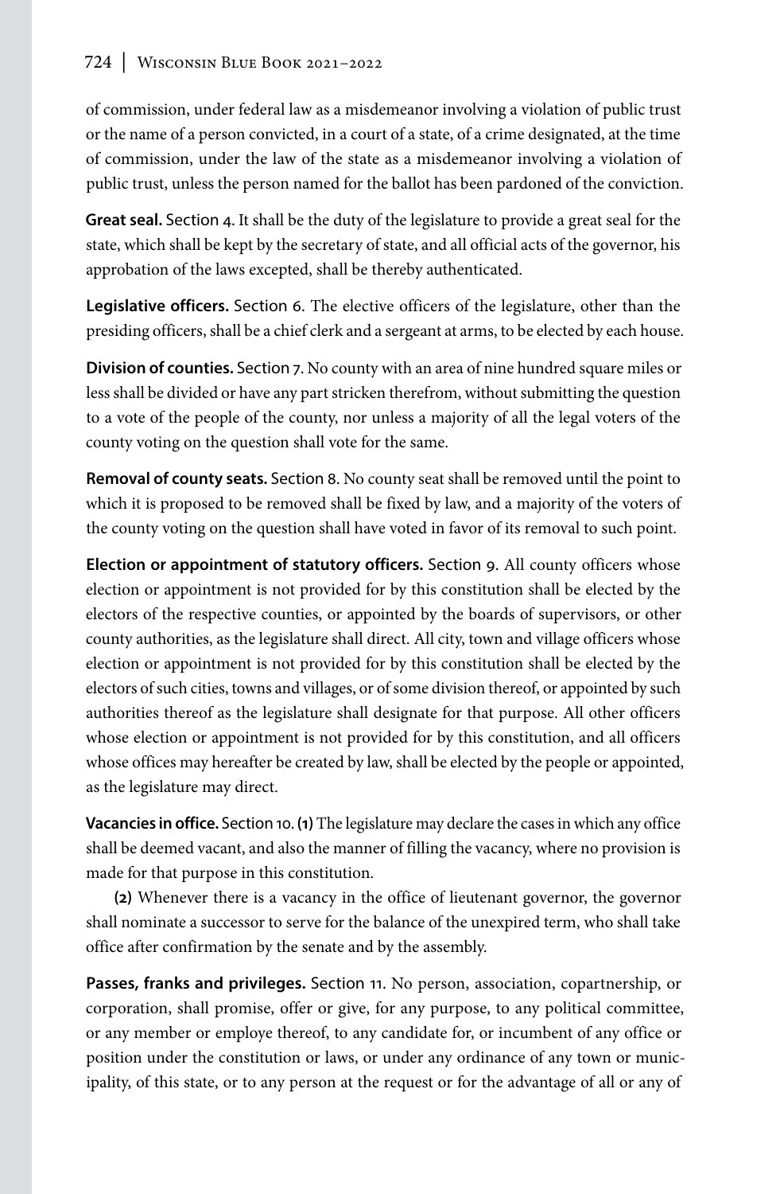of commission, under federal law as a misdemeanor involving a violation of public trust or the name of a person convicted, in a court of a state, of a crime designated, at the time of commission, under the law of the state as a misdemeanor involving a violation of public trust, unless the person named for the ballot has been pardoned of the conviction.

**Great seal.** Section 4. It shall be the duty of the legislature to provide a great seal for the state, which shall be kept by the secretary of state, and all official acts of the governor, his approbation of the laws excepted, shall be thereby authenticated.

**Legislative officers.** Section 6. The elective officers of the legislature, other than the presiding officers, shall be a chief clerk and a sergeant at arms, to be elected by each house.

**Division of counties.** Section 7. No county with an area of nine hundred square miles or less shall be divided or have any part stricken therefrom, without submitting the question to a vote of the people of the county, nor unless a majority of all the legal voters of the county voting on the question shall vote for the same.

**Removal of county seats.** Section 8. No county seat shall be removed until the point to which it is proposed to be removed shall be fixed by law, and a majority of the voters of the county voting on the question shall have voted in favor of its removal to such point.

**Election or appointment of statutory officers.** Section 9. All county officers whose election or appointment is not provided for by this constitution shall be elected by the electors of the respective counties, or appointed by the boards of supervisors, or other county authorities, as the legislature shall direct. All city, town and village officers whose election or appointment is not provided for by this constitution shall be elected by the electors of such cities, towns and villages, or of some division thereof, or appointed by such authorities thereof as the legislature shall designate for that purpose. All other officers whose election or appointment is not provided for by this constitution, and all officers whose offices may hereafter be created by law, shall be elected by the people or appointed, as the legislature may direct.

**Vacancies in office.** Section 10. **(1)** The legislature may declare the cases in which any office shall be deemed vacant, and also the manner of filling the vacancy, where no provision is made for that purpose in this constitution.

**(2)** Whenever there is a vacancy in the office of lieutenant governor, the governor shall nominate a successor to serve for the balance of the unexpired term, who shall take office after confirmation by the senate and by the assembly.

**Passes, franks and privileges.** Section 11. No person, association, copartnership, or corporation, shall promise, offer or give, for any purpose, to any political committee, or any member or employe thereof, to any candidate for, or incumbent of any office or position under the constitution or laws, or under any ordinance of any town or municipality, of this state, or to any person at the request or for the advantage of all or any of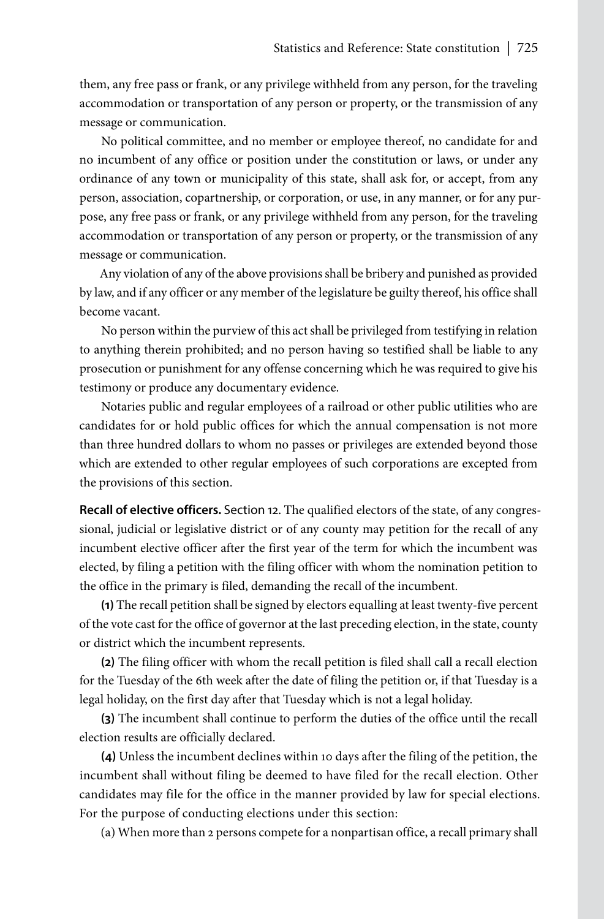them, any free pass or frank, or any privilege withheld from any person, for the traveling accommodation or transportation of any person or property, or the transmission of any message or communication.

No political committee, and no member or employee thereof, no candidate for and no incumbent of any office or position under the constitution or laws, or under any ordinance of any town or municipality of this state, shall ask for, or accept, from any person, association, copartnership, or corporation, or use, in any manner, or for any purpose, any free pass or frank, or any privilege withheld from any person, for the traveling accommodation or transportation of any person or property, or the transmission of any message or communication.

Any violation of any of the above provisions shall be bribery and punished as provided by law, and if any officer or any member of the legislature be guilty thereof, his office shall become vacant.

No person within the purview of this act shall be privileged from testifying in relation to anything therein prohibited; and no person having so testified shall be liable to any prosecution or punishment for any offense concerning which he was required to give his testimony or produce any documentary evidence.

Notaries public and regular employees of a railroad or other public utilities who are candidates for or hold public offices for which the annual compensation is not more than three hundred dollars to whom no passes or privileges are extended beyond those which are extended to other regular employees of such corporations are excepted from the provisions of this section.

**Recall of elective officers.** Section 12. The qualified electors of the state, of any congressional, judicial or legislative district or of any county may petition for the recall of any incumbent elective officer after the first year of the term for which the incumbent was elected, by filing a petition with the filing officer with whom the nomination petition to the office in the primary is filed, demanding the recall of the incumbent.

**(1)** The recall petition shall be signed by electors equalling at least twenty-five percent of the vote cast for the office of governor at the last preceding election, in the state, county or district which the incumbent represents.

**(2)** The filing officer with whom the recall petition is filed shall call a recall election for the Tuesday of the 6th week after the date of filing the petition or, if that Tuesday is a legal holiday, on the first day after that Tuesday which is not a legal holiday.

**(3)** The incumbent shall continue to perform the duties of the office until the recall election results are officially declared.

**(4)** Unless the incumbent declines within 10 days after the filing of the petition, the incumbent shall without filing be deemed to have filed for the recall election. Other candidates may file for the office in the manner provided by law for special elections. For the purpose of conducting elections under this section:

(a) When more than 2 persons compete for a nonpartisan office, a recall primary shall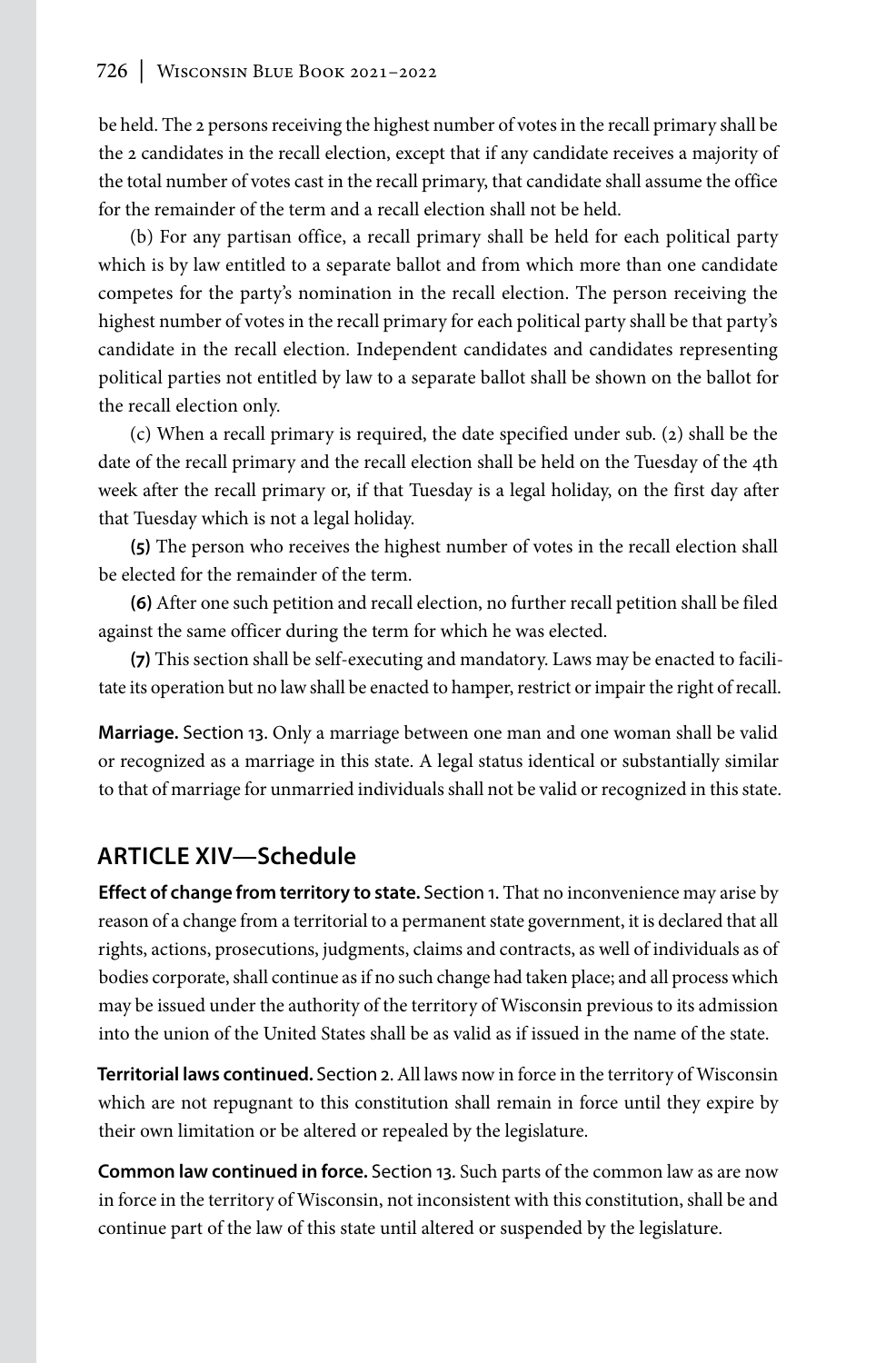be held. The 2 persons receiving the highest number of votes in the recall primary shall be the 2 candidates in the recall election, except that if any candidate receives a majority of the total number of votes cast in the recall primary, that candidate shall assume the office for the remainder of the term and a recall election shall not be held.

(b) For any partisan office, a recall primary shall be held for each political party which is by law entitled to a separate ballot and from which more than one candidate competes for the party's nomination in the recall election. The person receiving the highest number of votes in the recall primary for each political party shall be that party's candidate in the recall election. Independent candidates and candidates representing political parties not entitled by law to a separate ballot shall be shown on the ballot for the recall election only.

(c) When a recall primary is required, the date specified under sub. (2) shall be the date of the recall primary and the recall election shall be held on the Tuesday of the 4th week after the recall primary or, if that Tuesday is a legal holiday, on the first day after that Tuesday which is not a legal holiday.

**(5)** The person who receives the highest number of votes in the recall election shall be elected for the remainder of the term.

**(6)** After one such petition and recall election, no further recall petition shall be filed against the same officer during the term for which he was elected.

**(7)** This section shall be self-executing and mandatory. Laws may be enacted to facilitate its operation but no law shall be enacted to hamper, restrict or impair the right of recall.

**Marriage.** Section 13. Only a marriage between one man and one woman shall be valid or recognized as a marriage in this state. A legal status identical or substantially similar to that of marriage for unmarried individuals shall not be valid or recognized in this state.

## ARTICLE XIV—Schedule

**Effect of change from territory to state.** Section 1. That no inconvenience may arise by reason of a change from a territorial to a permanent state government, it is declared that all rights, actions, prosecutions, judgments, claims and contracts, as well of individuals as of bodies corporate, shall continue as if no such change had taken place; and all process which may be issued under the authority of the territory of Wisconsin previous to its admission into the union of the United States shall be as valid as if issued in the name of the state.

**Territorial laws continued.** Section 2. All laws now in force in the territory of Wisconsin which are not repugnant to this constitution shall remain in force until they expire by their own limitation or be altered or repealed by the legislature.

**Common law continued in force.** Section 13. Such parts of the common law as are now in force in the territory of Wisconsin, not inconsistent with this constitution, shall be and continue part of the law of this state until altered or suspended by the legislature.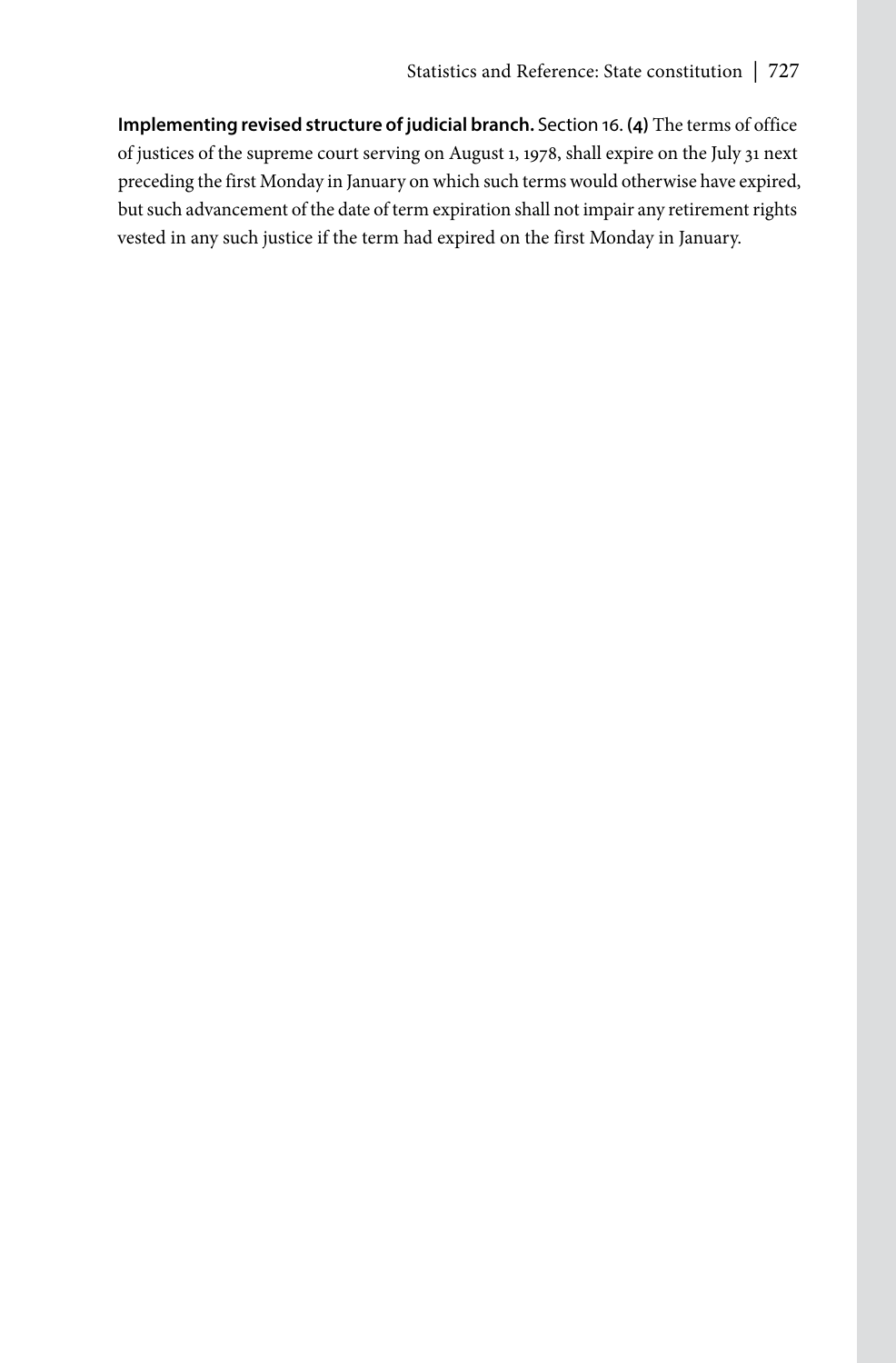**Implementing revised structure of judicial branch.** Section 16. **(4)** The terms of office of justices of the supreme court serving on August 1, 1978, shall expire on the July 31 next preceding the first Monday in January on which such terms would otherwise have expired, but such advancement of the date of term expiration shall not impair any retirement rights vested in any such justice if the term had expired on the first Monday in January.